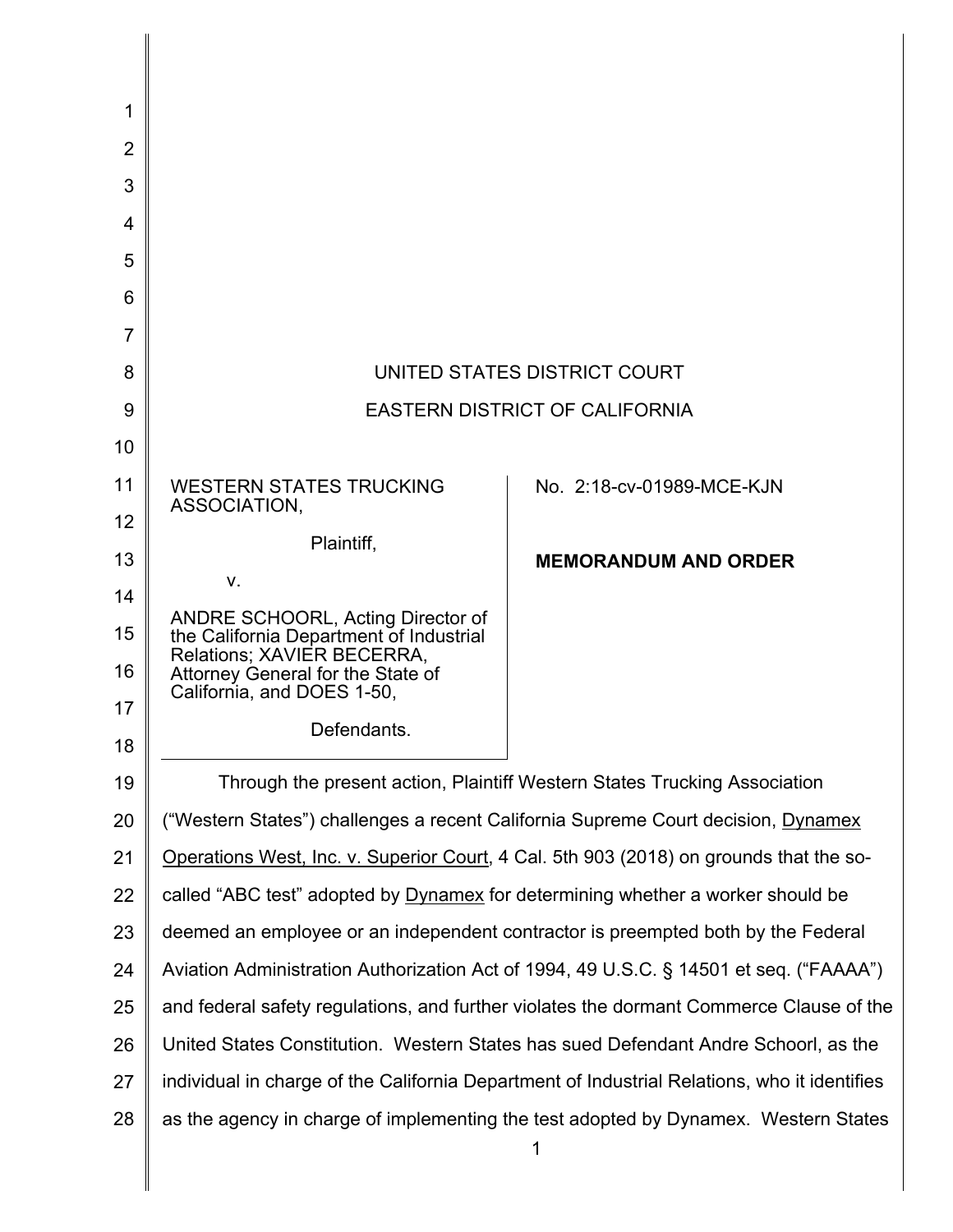UNITED STATES DISTRICT COURT

EASTERN DISTRICT OF CALIFORNIA

| | |
|---|---|
| WESTERN STATES TRUCKING ASSOCIATION,<br><br>Plaintiff,<br><br>v.<br><br>ANDRE SCHOORL, Acting Director of the California Department of Industrial Relations; XAVIER BECERRA, Attorney General for the State of California, and DOES 1-50,<br><br>Defendants. | No. 2:18-cv-01989-MCE-KJN<br><br>**MEMORANDUM AND ORDER** |

Through the present action, Plaintiff Western States Trucking Association ("Western States") challenges a recent California Supreme Court decision, Dynamex Operations West, Inc. v. Superior Court, 4 Cal. 5th 903 (2018) on grounds that the so-called "ABC test" adopted by Dynamex for determining whether a worker should be deemed an employee or an independent contractor is preempted both by the Federal Aviation Administration Authorization Act of 1994, 49 U.S.C. § 14501 et seq. ("FAAAA") and federal safety regulations, and further violates the dormant Commerce Clause of the United States Constitution. Western States has sued Defendant Andre Schoorl, as the individual in charge of the California Department of Industrial Relations, who it identifies as the agency in charge of implementing the test adopted by Dynamex. Western States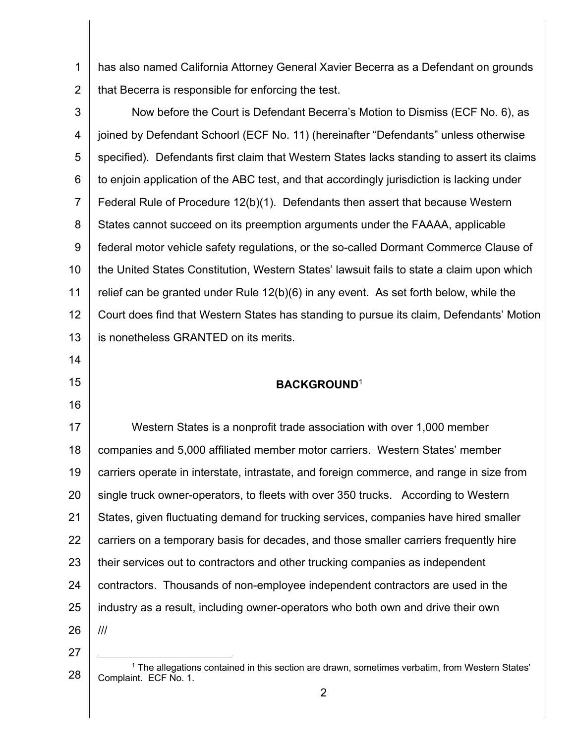has also named California Attorney General Xavier Becerra as a Defendant on grounds that Becerra is responsible for enforcing the test.

Now before the Court is Defendant Becerra's Motion to Dismiss (ECF No. 6), as joined by Defendant Schoorl (ECF No. 11) (hereinafter "Defendants" unless otherwise specified). Defendants first claim that Western States lacks standing to assert its claims to enjoin application of the ABC test, and that accordingly jurisdiction is lacking under Federal Rule of Procedure 12(b)(1). Defendants then assert that because Western States cannot succeed on its preemption arguments under the FAAAA, applicable federal motor vehicle safety regulations, or the so-called Dormant Commerce Clause of the United States Constitution, Western States' lawsuit fails to state a claim upon which relief can be granted under Rule 12(b)(6) in any event. As set forth below, while the Court does find that Western States has standing to pursue its claim, Defendants' Motion is nonetheless GRANTED on its merits.

## BACKGROUND[1]

Western States is a nonprofit trade association with over 1,000 member companies and 5,000 affiliated member motor carriers. Western States' member carriers operate in interstate, intrastate, and foreign commerce, and range in size from single truck owner-operators, to fleets with over 350 trucks. According to Western States, given fluctuating demand for trucking services, companies have hired smaller carriers on a temporary basis for decades, and those smaller carriers frequently hire their services out to contractors and other trucking companies as independent contractors. Thousands of non-employee independent contractors are used in the industry as a result, including owner-operators who both own and drive their own

///

[1] The allegations contained in this section are drawn, sometimes verbatim, from Western States' Complaint. ECF No. 1.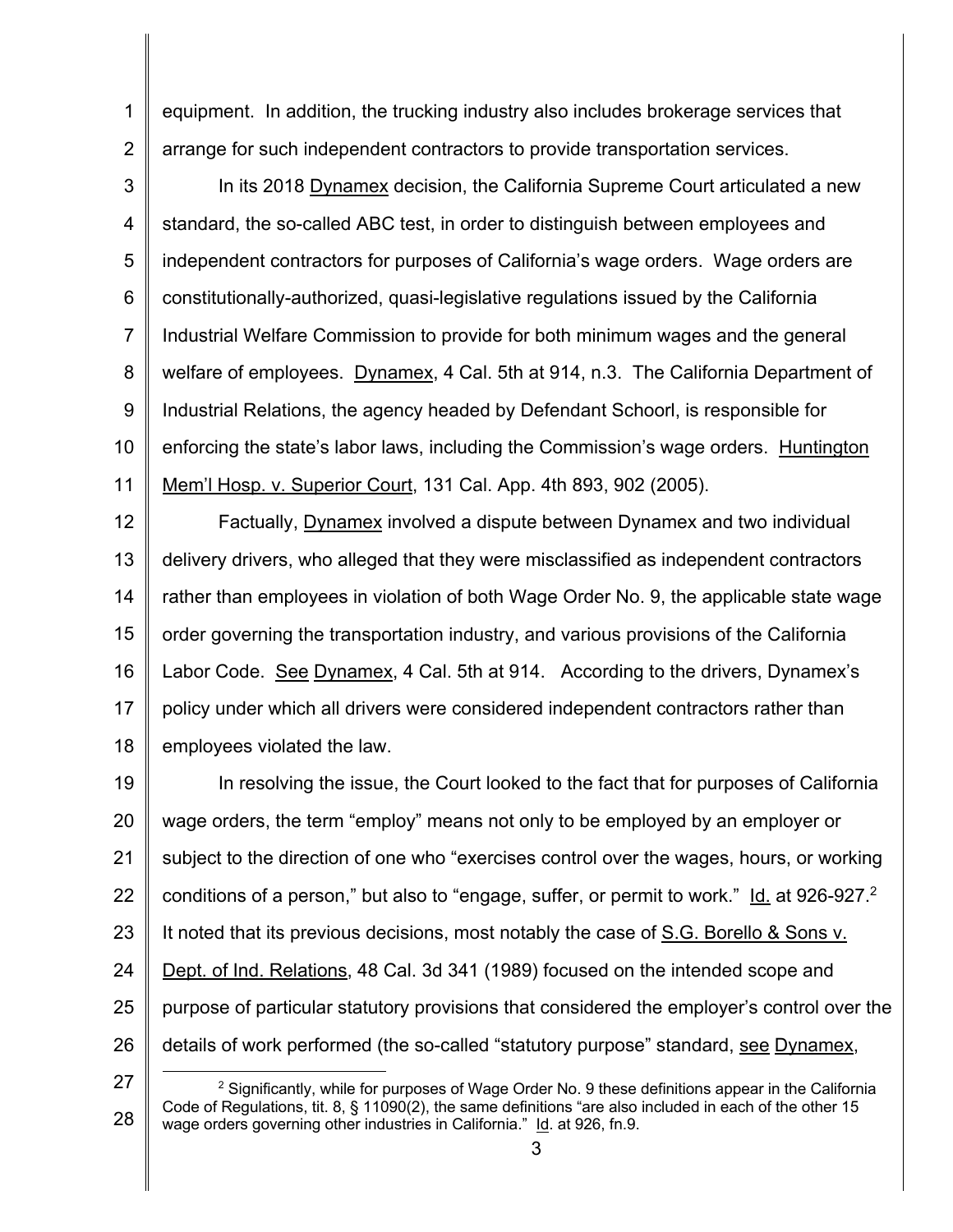equipment. In addition, the trucking industry also includes brokerage services that arrange for such independent contractors to provide transportation services.

In its 2018 Dynamex decision, the California Supreme Court articulated a new standard, the so-called ABC test, in order to distinguish between employees and independent contractors for purposes of California's wage orders. Wage orders are constitutionally-authorized, quasi-legislative regulations issued by the California Industrial Welfare Commission to provide for both minimum wages and the general welfare of employees. Dynamex, 4 Cal. 5th at 914, n.3. The California Department of Industrial Relations, the agency headed by Defendant Schoorl, is responsible for enforcing the state's labor laws, including the Commission's wage orders. Huntington Mem'l Hosp. v. Superior Court, 131 Cal. App. 4th 893, 902 (2005).

Factually, Dynamex involved a dispute between Dynamex and two individual delivery drivers, who alleged that they were misclassified as independent contractors rather than employees in violation of both Wage Order No. 9, the applicable state wage order governing the transportation industry, and various provisions of the California Labor Code. See Dynamex, 4 Cal. 5th at 914. According to the drivers, Dynamex's policy under which all drivers were considered independent contractors rather than employees violated the law.

In resolving the issue, the Court looked to the fact that for purposes of California wage orders, the term "employ" means not only to be employed by an employer or subject to the direction of one who "exercises control over the wages, hours, or working conditions of a person," but also to "engage, suffer, or permit to work." Id. at 926-927.[2] It noted that its previous decisions, most notably the case of S.G. Borello & Sons v. Dept. of Ind. Relations, 48 Cal. 3d 341 (1989) focused on the intended scope and purpose of particular statutory provisions that considered the employer's control over the details of work performed (the so-called "statutory purpose" standard, see Dynamex,

[2] Significantly, while for purposes of Wage Order No. 9 these definitions appear in the California Code of Regulations, tit. 8, § 11090(2), the same definitions "are also included in each of the other 15 wage orders governing other industries in California." Id. at 926, fn.9.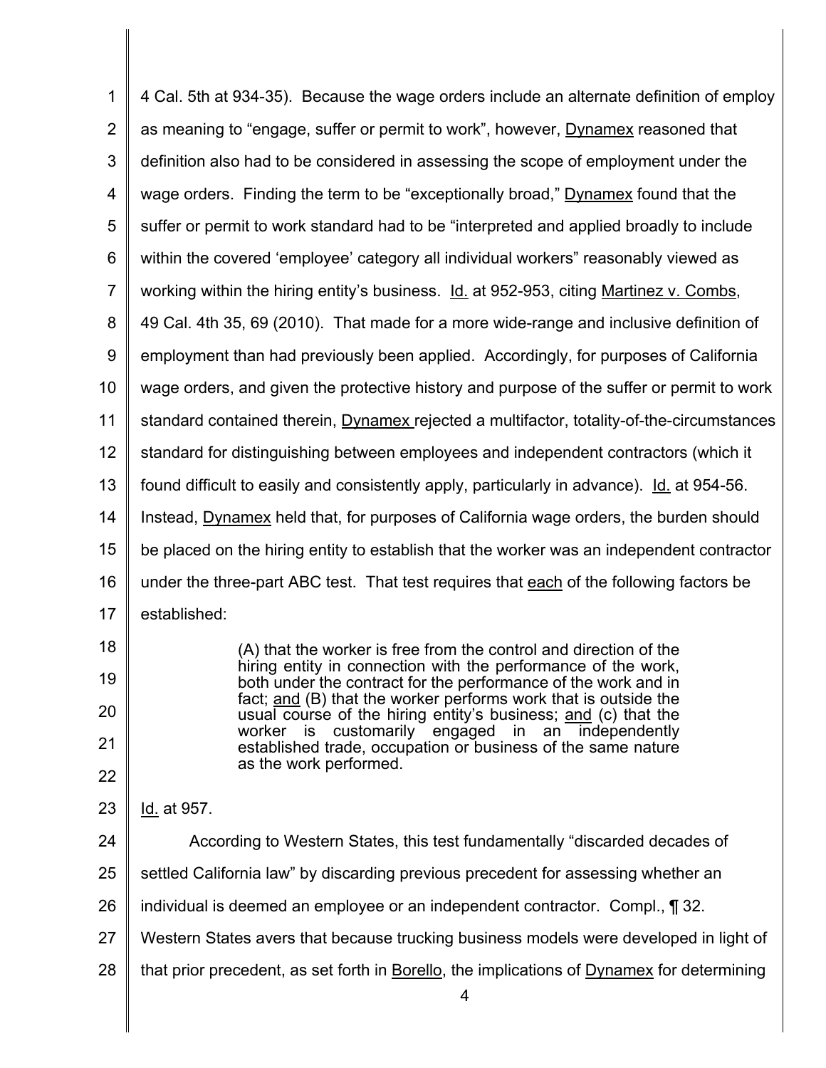4 Cal. 5th at 934-35). Because the wage orders include an alternate definition of employ as meaning to "engage, suffer or permit to work", however, Dynamex reasoned that definition also had to be considered in assessing the scope of employment under the wage orders. Finding the term to be "exceptionally broad," Dynamex found that the suffer or permit to work standard had to be "interpreted and applied broadly to include within the covered 'employee' category all individual workers" reasonably viewed as working within the hiring entity's business. Id. at 952-953, citing Martinez v. Combs, 49 Cal. 4th 35, 69 (2010). That made for a more wide-range and inclusive definition of employment than had previously been applied. Accordingly, for purposes of California wage orders, and given the protective history and purpose of the suffer or permit to work standard contained therein, Dynamex rejected a multifactor, totality-of-the-circumstances standard for distinguishing between employees and independent contractors (which it found difficult to easily and consistently apply, particularly in advance). Id. at 954-56. Instead, Dynamex held that, for purposes of California wage orders, the burden should be placed on the hiring entity to establish that the worker was an independent contractor under the three-part ABC test. That test requires that each of the following factors be established:

> (A) that the worker is free from the control and direction of the hiring entity in connection with the performance of the work, both under the contract for the performance of the work and in fact; and (B) that the worker performs work that is outside the usual course of the hiring entity's business; and (c) that the worker is customarily engaged in an independently established trade, occupation or business of the same nature as the work performed.

Id. at 957.

According to Western States, this test fundamentally "discarded decades of settled California law" by discarding previous precedent for assessing whether an individual is deemed an employee or an independent contractor. Compl., ¶ 32. Western States avers that because trucking business models were developed in light of that prior precedent, as set forth in Borello, the implications of Dynamex for determining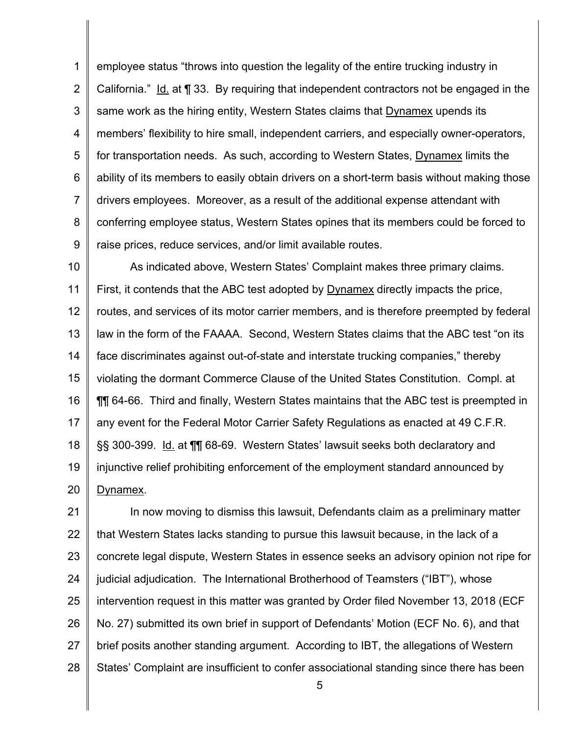employee status "throws into question the legality of the entire trucking industry in California." Id. at ¶ 33. By requiring that independent contractors not be engaged in the same work as the hiring entity, Western States claims that Dynamex upends its members' flexibility to hire small, independent carriers, and especially owner-operators, for transportation needs. As such, according to Western States, Dynamex limits the ability of its members to easily obtain drivers on a short-term basis without making those drivers employees. Moreover, as a result of the additional expense attendant with conferring employee status, Western States opines that its members could be forced to raise prices, reduce services, and/or limit available routes.

As indicated above, Western States' Complaint makes three primary claims. First, it contends that the ABC test adopted by Dynamex directly impacts the price, routes, and services of its motor carrier members, and is therefore preempted by federal law in the form of the FAAAA. Second, Western States claims that the ABC test "on its face discriminates against out-of-state and interstate trucking companies," thereby violating the dormant Commerce Clause of the United States Constitution. Compl. at ¶¶ 64-66. Third and finally, Western States maintains that the ABC test is preempted in any event for the Federal Motor Carrier Safety Regulations as enacted at 49 C.F.R. §§ 300-399. Id. at ¶¶ 68-69. Western States' lawsuit seeks both declaratory and injunctive relief prohibiting enforcement of the employment standard announced by Dynamex.

In now moving to dismiss this lawsuit, Defendants claim as a preliminary matter that Western States lacks standing to pursue this lawsuit because, in the lack of a concrete legal dispute, Western States in essence seeks an advisory opinion not ripe for judicial adjudication. The International Brotherhood of Teamsters ("IBT"), whose intervention request in this matter was granted by Order filed November 13, 2018 (ECF No. 27) submitted its own brief in support of Defendants' Motion (ECF No. 6), and that brief posits another standing argument. According to IBT, the allegations of Western States' Complaint are insufficient to confer associational standing since there has been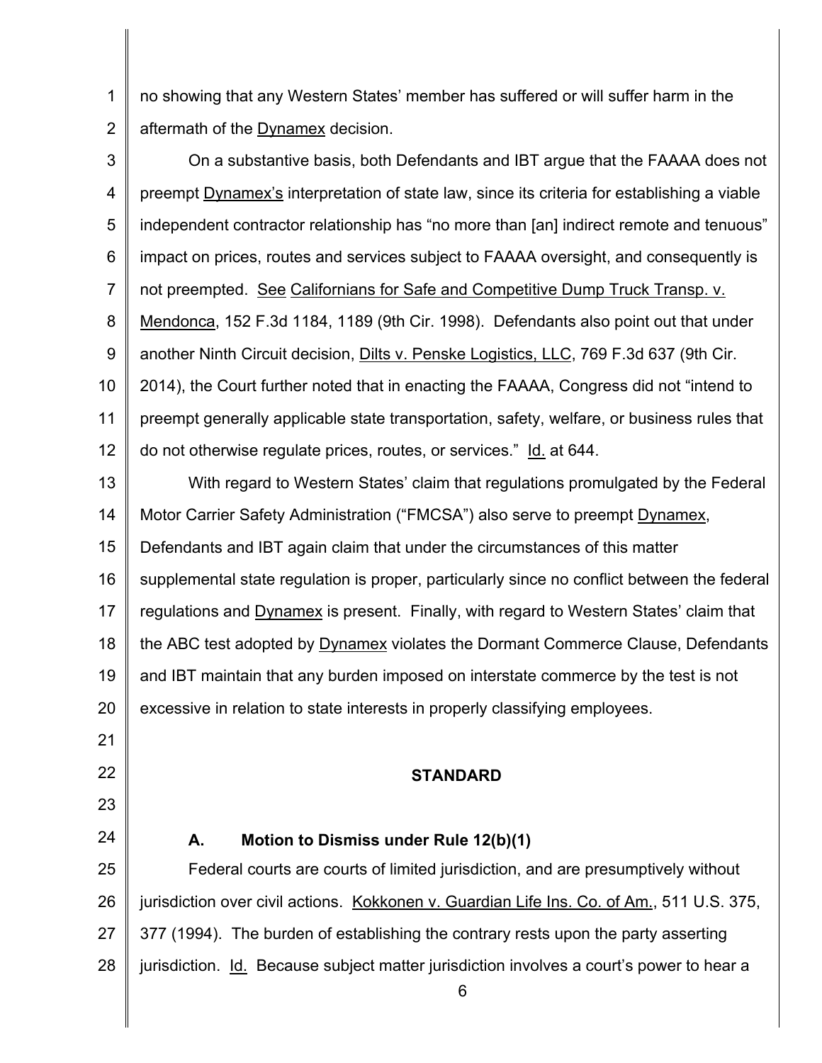no showing that any Western States' member has suffered or will suffer harm in the aftermath of the Dynamex decision.

On a substantive basis, both Defendants and IBT argue that the FAAAA does not preempt Dynamex's interpretation of state law, since its criteria for establishing a viable independent contractor relationship has "no more than [an] indirect remote and tenuous" impact on prices, routes and services subject to FAAAA oversight, and consequently is not preempted. See Californians for Safe and Competitive Dump Truck Transp. v. Mendonca, 152 F.3d 1184, 1189 (9th Cir. 1998). Defendants also point out that under another Ninth Circuit decision, Dilts v. Penske Logistics, LLC, 769 F.3d 637 (9th Cir. 2014), the Court further noted that in enacting the FAAAA, Congress did not "intend to preempt generally applicable state transportation, safety, welfare, or business rules that do not otherwise regulate prices, routes, or services." Id. at 644.

With regard to Western States' claim that regulations promulgated by the Federal Motor Carrier Safety Administration ("FMCSA") also serve to preempt Dynamex, Defendants and IBT again claim that under the circumstances of this matter supplemental state regulation is proper, particularly since no conflict between the federal regulations and Dynamex is present. Finally, with regard to Western States' claim that the ABC test adopted by Dynamex violates the Dormant Commerce Clause, Defendants and IBT maintain that any burden imposed on interstate commerce by the test is not excessive in relation to state interests in properly classifying employees.

## STANDARD

### A. Motion to Dismiss under Rule 12(b)(1)

Federal courts are courts of limited jurisdiction, and are presumptively without jurisdiction over civil actions. Kokkonen v. Guardian Life Ins. Co. of Am., 511 U.S. 375, 377 (1994). The burden of establishing the contrary rests upon the party asserting jurisdiction. Id. Because subject matter jurisdiction involves a court's power to hear a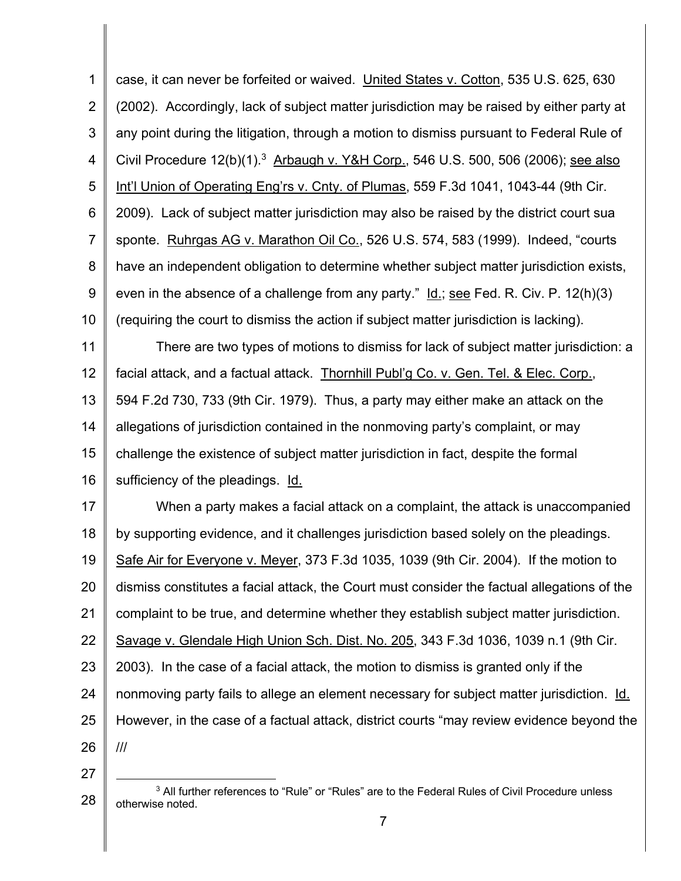case, it can never be forfeited or waived. United States v. Cotton, 535 U.S. 625, 630 (2002). Accordingly, lack of subject matter jurisdiction may be raised by either party at any point during the litigation, through a motion to dismiss pursuant to Federal Rule of Civil Procedure 12(b)(1).[3] Arbaugh v. Y&H Corp., 546 U.S. 500, 506 (2006); see also Int'l Union of Operating Eng'rs v. Cnty. of Plumas, 559 F.3d 1041, 1043-44 (9th Cir. 2009). Lack of subject matter jurisdiction may also be raised by the district court sua sponte. Ruhrgas AG v. Marathon Oil Co., 526 U.S. 574, 583 (1999). Indeed, "courts have an independent obligation to determine whether subject matter jurisdiction exists, even in the absence of a challenge from any party." Id.; see Fed. R. Civ. P. 12(h)(3) (requiring the court to dismiss the action if subject matter jurisdiction is lacking).

There are two types of motions to dismiss for lack of subject matter jurisdiction: a facial attack, and a factual attack. Thornhill Publ'g Co. v. Gen. Tel. & Elec. Corp., 594 F.2d 730, 733 (9th Cir. 1979). Thus, a party may either make an attack on the allegations of jurisdiction contained in the nonmoving party's complaint, or may challenge the existence of subject matter jurisdiction in fact, despite the formal sufficiency of the pleadings. Id.

When a party makes a facial attack on a complaint, the attack is unaccompanied by supporting evidence, and it challenges jurisdiction based solely on the pleadings. Safe Air for Everyone v. Meyer, 373 F.3d 1035, 1039 (9th Cir. 2004). If the motion to dismiss constitutes a facial attack, the Court must consider the factual allegations of the complaint to be true, and determine whether they establish subject matter jurisdiction. Savage v. Glendale High Union Sch. Dist. No. 205, 343 F.3d 1036, 1039 n.1 (9th Cir. 2003). In the case of a facial attack, the motion to dismiss is granted only if the nonmoving party fails to allege an element necessary for subject matter jurisdiction. Id. However, in the case of a factual attack, district courts "may review evidence beyond the

///

[3] All further references to "Rule" or "Rules" are to the Federal Rules of Civil Procedure unless otherwise noted.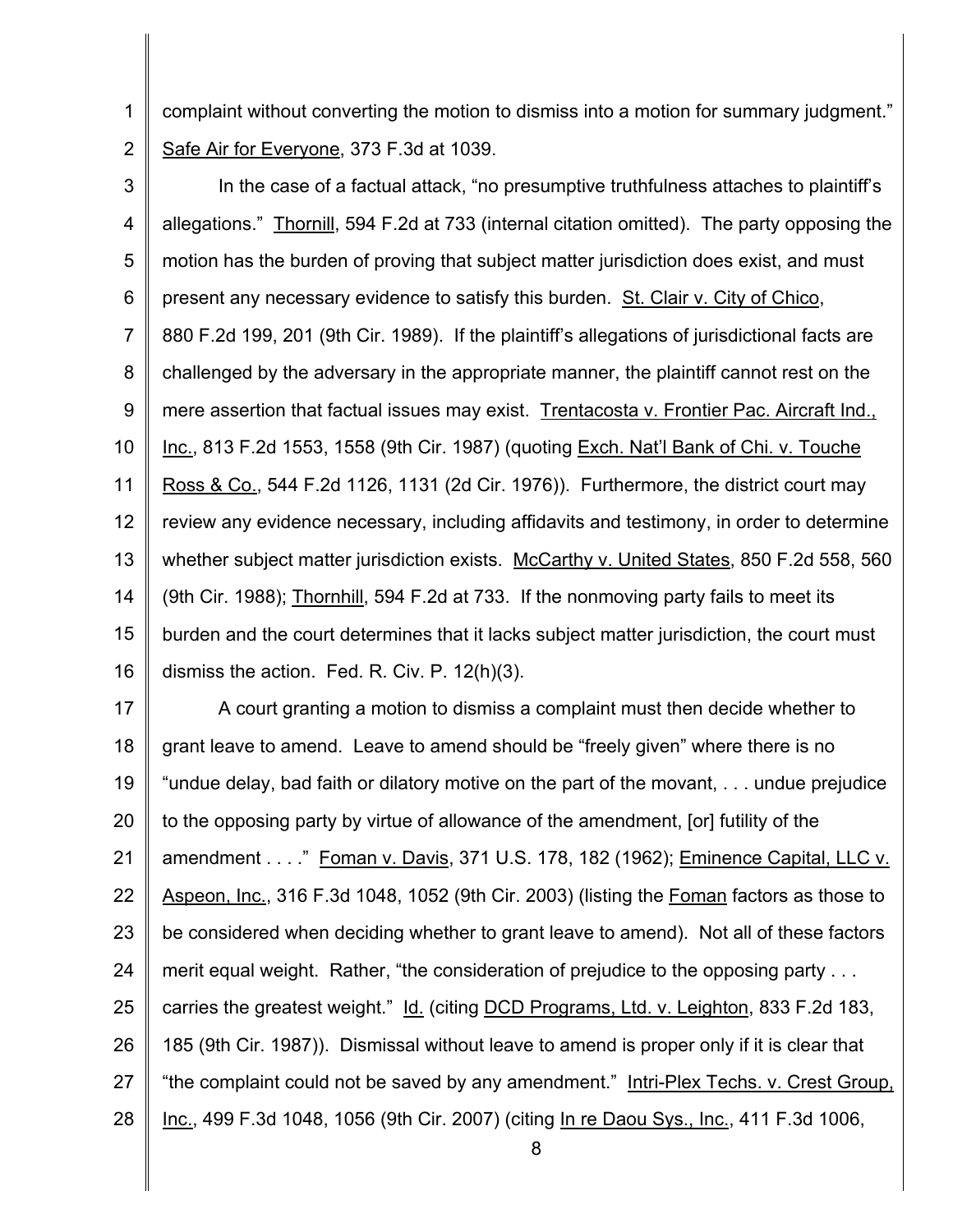complaint without converting the motion to dismiss into a motion for summary judgment." Safe Air for Everyone, 373 F.3d at 1039.

In the case of a factual attack, "no presumptive truthfulness attaches to plaintiff's allegations." Thornill, 594 F.2d at 733 (internal citation omitted). The party opposing the motion has the burden of proving that subject matter jurisdiction does exist, and must present any necessary evidence to satisfy this burden. St. Clair v. City of Chico, 880 F.2d 199, 201 (9th Cir. 1989). If the plaintiff's allegations of jurisdictional facts are challenged by the adversary in the appropriate manner, the plaintiff cannot rest on the mere assertion that factual issues may exist. Trentacosta v. Frontier Pac. Aircraft Ind., Inc., 813 F.2d 1553, 1558 (9th Cir. 1987) (quoting Exch. Nat'l Bank of Chi. v. Touche Ross & Co., 544 F.2d 1126, 1131 (2d Cir. 1976)). Furthermore, the district court may review any evidence necessary, including affidavits and testimony, in order to determine whether subject matter jurisdiction exists. McCarthy v. United States, 850 F.2d 558, 560 (9th Cir. 1988); Thornhill, 594 F.2d at 733. If the nonmoving party fails to meet its burden and the court determines that it lacks subject matter jurisdiction, the court must dismiss the action. Fed. R. Civ. P. 12(h)(3).

A court granting a motion to dismiss a complaint must then decide whether to grant leave to amend. Leave to amend should be "freely given" where there is no "undue delay, bad faith or dilatory motive on the part of the movant, . . . undue prejudice to the opposing party by virtue of allowance of the amendment, [or] futility of the amendment . . . ." Foman v. Davis, 371 U.S. 178, 182 (1962); Eminence Capital, LLC v. Aspeon, Inc., 316 F.3d 1048, 1052 (9th Cir. 2003) (listing the Foman factors as those to be considered when deciding whether to grant leave to amend). Not all of these factors merit equal weight. Rather, "the consideration of prejudice to the opposing party . . . carries the greatest weight." Id. (citing DCD Programs, Ltd. v. Leighton, 833 F.2d 183, 185 (9th Cir. 1987)). Dismissal without leave to amend is proper only if it is clear that "the complaint could not be saved by any amendment." Intri-Plex Techs. v. Crest Group, Inc., 499 F.3d 1048, 1056 (9th Cir. 2007) (citing In re Daou Sys., Inc., 411 F.3d 1006,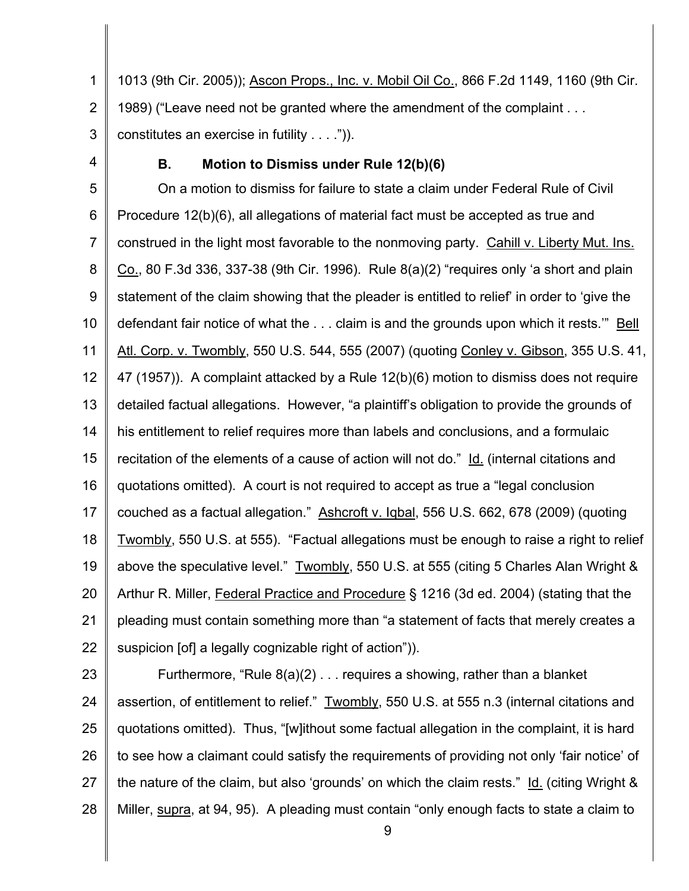1013 (9th Cir. 2005)); Ascon Props., Inc. v. Mobil Oil Co., 866 F.2d 1149, 1160 (9th Cir. 1989) ("Leave need not be granted where the amendment of the complaint . . . constitutes an exercise in futility . . . .")).

### B. Motion to Dismiss under Rule 12(b)(6)

On a motion to dismiss for failure to state a claim under Federal Rule of Civil Procedure 12(b)(6), all allegations of material fact must be accepted as true and construed in the light most favorable to the nonmoving party. Cahill v. Liberty Mut. Ins. Co., 80 F.3d 336, 337-38 (9th Cir. 1996). Rule 8(a)(2) "requires only 'a short and plain statement of the claim showing that the pleader is entitled to relief' in order to 'give the defendant fair notice of what the . . . claim is and the grounds upon which it rests.'" Bell Atl. Corp. v. Twombly, 550 U.S. 544, 555 (2007) (quoting Conley v. Gibson, 355 U.S. 41, 47 (1957)). A complaint attacked by a Rule 12(b)(6) motion to dismiss does not require detailed factual allegations. However, "a plaintiff's obligation to provide the grounds of his entitlement to relief requires more than labels and conclusions, and a formulaic recitation of the elements of a cause of action will not do." Id. (internal citations and quotations omitted). A court is not required to accept as true a "legal conclusion couched as a factual allegation." Ashcroft v. Iqbal, 556 U.S. 662, 678 (2009) (quoting Twombly, 550 U.S. at 555). "Factual allegations must be enough to raise a right to relief above the speculative level." Twombly, 550 U.S. at 555 (citing 5 Charles Alan Wright & Arthur R. Miller, Federal Practice and Procedure § 1216 (3d ed. 2004) (stating that the pleading must contain something more than "a statement of facts that merely creates a suspicion [of] a legally cognizable right of action")).

Furthermore, "Rule 8(a)(2) . . . requires a showing, rather than a blanket assertion, of entitlement to relief." Twombly, 550 U.S. at 555 n.3 (internal citations and quotations omitted). Thus, "[w]ithout some factual allegation in the complaint, it is hard to see how a claimant could satisfy the requirements of providing not only 'fair notice' of the nature of the claim, but also 'grounds' on which the claim rests." Id. (citing Wright & Miller, supra, at 94, 95). A pleading must contain "only enough facts to state a claim to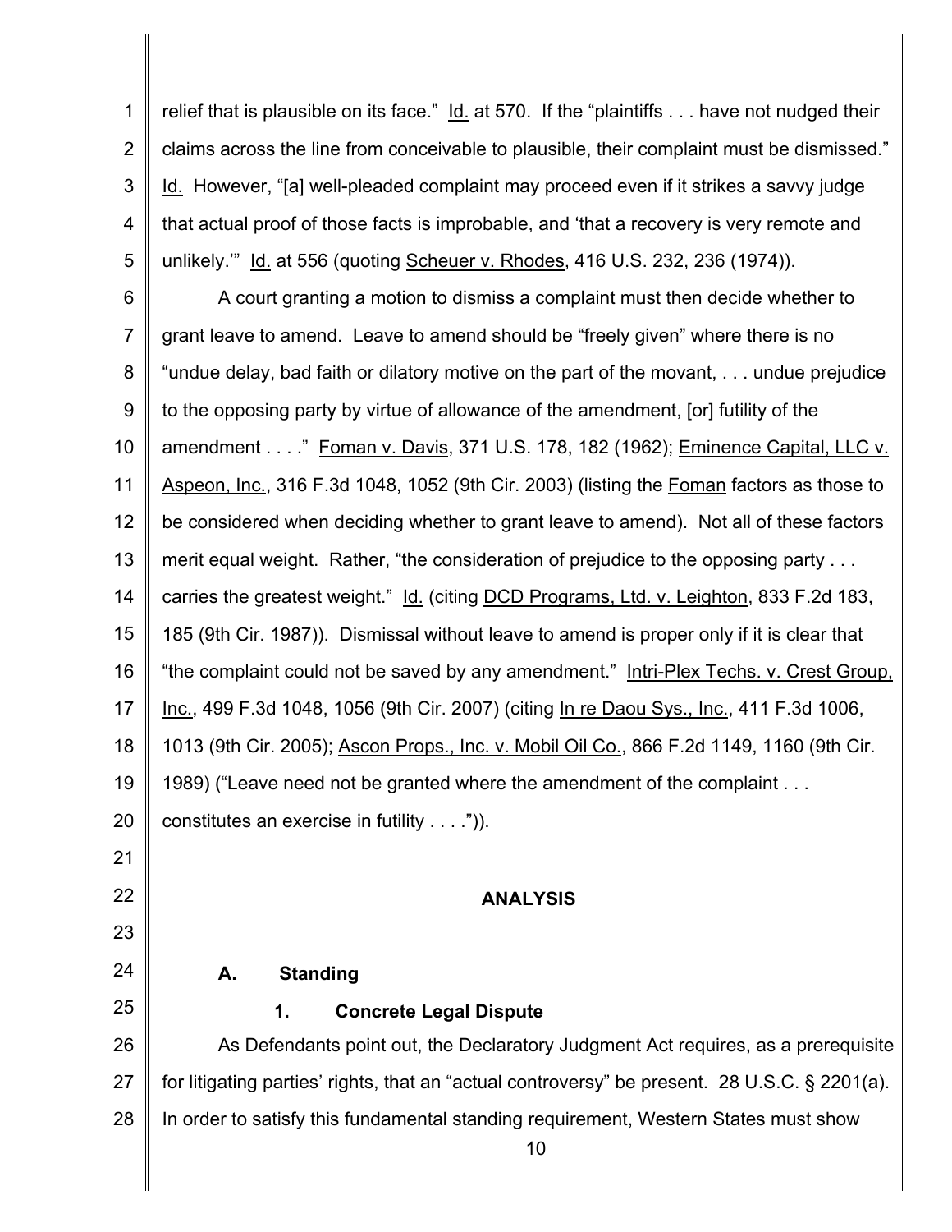relief that is plausible on its face." Id. at 570. If the "plaintiffs . . . have not nudged their claims across the line from conceivable to plausible, their complaint must be dismissed." Id. However, "[a] well-pleaded complaint may proceed even if it strikes a savvy judge that actual proof of those facts is improbable, and 'that a recovery is very remote and unlikely.'" Id. at 556 (quoting Scheuer v. Rhodes, 416 U.S. 232, 236 (1974)).

A court granting a motion to dismiss a complaint must then decide whether to grant leave to amend. Leave to amend should be "freely given" where there is no "undue delay, bad faith or dilatory motive on the part of the movant, . . . undue prejudice to the opposing party by virtue of allowance of the amendment, [or] futility of the amendment . . . ." Foman v. Davis, 371 U.S. 178, 182 (1962); Eminence Capital, LLC v. Aspeon, Inc., 316 F.3d 1048, 1052 (9th Cir. 2003) (listing the Foman factors as those to be considered when deciding whether to grant leave to amend). Not all of these factors merit equal weight. Rather, "the consideration of prejudice to the opposing party . . . carries the greatest weight." Id. (citing DCD Programs, Ltd. v. Leighton, 833 F.2d 183, 185 (9th Cir. 1987)). Dismissal without leave to amend is proper only if it is clear that "the complaint could not be saved by any amendment." Intri-Plex Techs. v. Crest Group, Inc., 499 F.3d 1048, 1056 (9th Cir. 2007) (citing In re Daou Sys., Inc., 411 F.3d 1006, 1013 (9th Cir. 2005); Ascon Props., Inc. v. Mobil Oil Co., 866 F.2d 1149, 1160 (9th Cir. 1989) ("Leave need not be granted where the amendment of the complaint . . . constitutes an exercise in futility . . . .")).

## ANALYSIS

### A. Standing

#### 1. Concrete Legal Dispute

As Defendants point out, the Declaratory Judgment Act requires, as a prerequisite for litigating parties' rights, that an "actual controversy" be present. 28 U.S.C. § 2201(a). In order to satisfy this fundamental standing requirement, Western States must show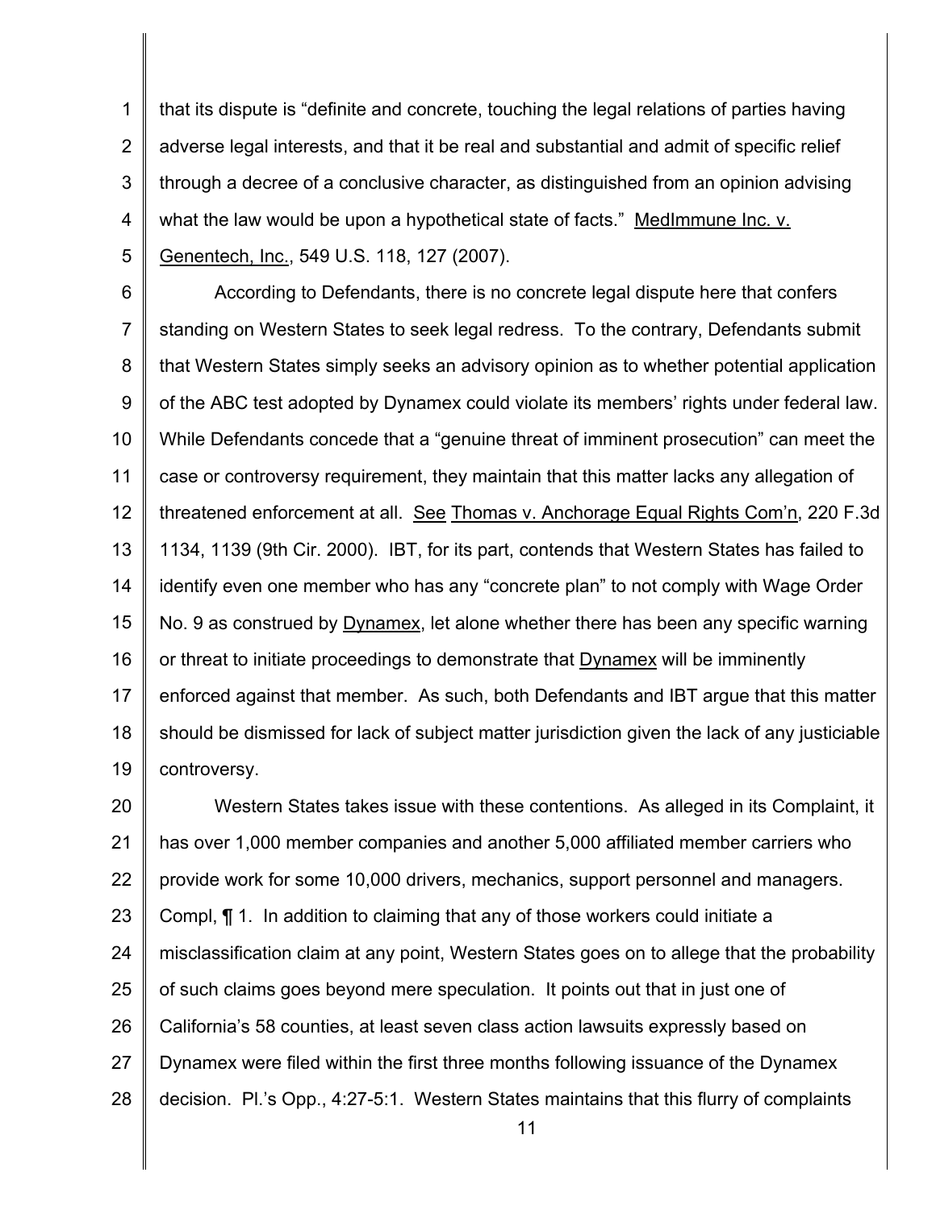that its dispute is "definite and concrete, touching the legal relations of parties having adverse legal interests, and that it be real and substantial and admit of specific relief through a decree of a conclusive character, as distinguished from an opinion advising what the law would be upon a hypothetical state of facts." MedImmune Inc. v. Genentech, Inc., 549 U.S. 118, 127 (2007).

According to Defendants, there is no concrete legal dispute here that confers standing on Western States to seek legal redress. To the contrary, Defendants submit that Western States simply seeks an advisory opinion as to whether potential application of the ABC test adopted by Dynamex could violate its members' rights under federal law. While Defendants concede that a "genuine threat of imminent prosecution" can meet the case or controversy requirement, they maintain that this matter lacks any allegation of threatened enforcement at all. See Thomas v. Anchorage Equal Rights Com'n, 220 F.3d 1134, 1139 (9th Cir. 2000). IBT, for its part, contends that Western States has failed to identify even one member who has any "concrete plan" to not comply with Wage Order No. 9 as construed by Dynamex, let alone whether there has been any specific warning or threat to initiate proceedings to demonstrate that Dynamex will be imminently enforced against that member. As such, both Defendants and IBT argue that this matter should be dismissed for lack of subject matter jurisdiction given the lack of any justiciable controversy.

Western States takes issue with these contentions. As alleged in its Complaint, it has over 1,000 member companies and another 5,000 affiliated member carriers who provide work for some 10,000 drivers, mechanics, support personnel and managers. Compl, ¶ 1. In addition to claiming that any of those workers could initiate a misclassification claim at any point, Western States goes on to allege that the probability of such claims goes beyond mere speculation. It points out that in just one of California's 58 counties, at least seven class action lawsuits expressly based on Dynamex were filed within the first three months following issuance of the Dynamex decision. Pl.'s Opp., 4:27-5:1. Western States maintains that this flurry of complaints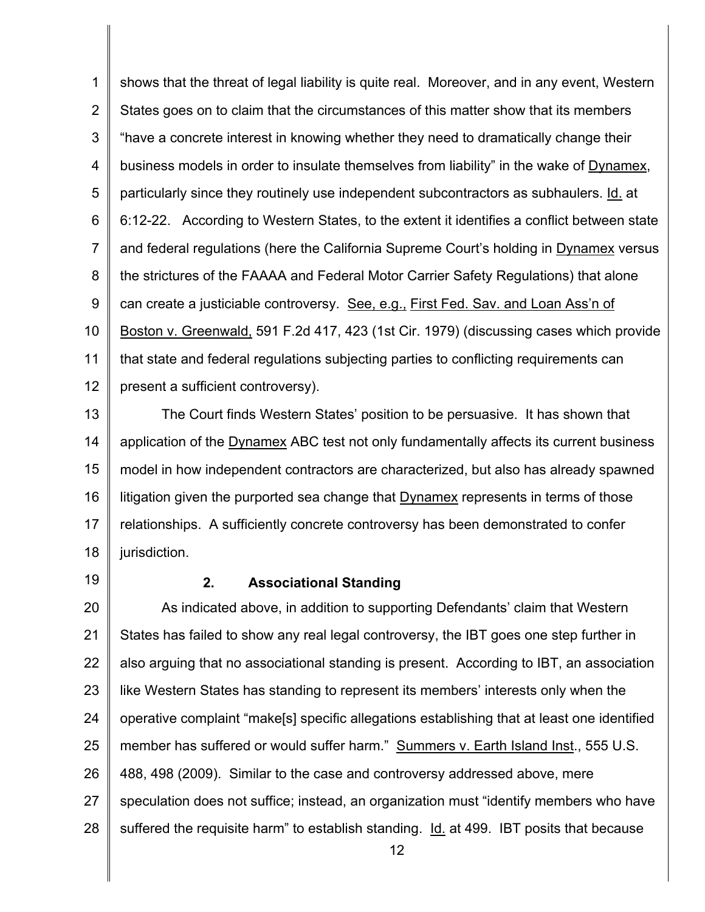shows that the threat of legal liability is quite real. Moreover, and in any event, Western States goes on to claim that the circumstances of this matter show that its members "have a concrete interest in knowing whether they need to dramatically change their business models in order to insulate themselves from liability" in the wake of Dynamex, particularly since they routinely use independent subcontractors as subhaulers. Id. at 6:12-22. According to Western States, to the extent it identifies a conflict between state and federal regulations (here the California Supreme Court's holding in Dynamex versus the strictures of the FAAAA and Federal Motor Carrier Safety Regulations) that alone can create a justiciable controversy. See, e.g., First Fed. Sav. and Loan Ass'n of Boston v. Greenwald, 591 F.2d 417, 423 (1st Cir. 1979) (discussing cases which provide that state and federal regulations subjecting parties to conflicting requirements can present a sufficient controversy).

The Court finds Western States' position to be persuasive. It has shown that application of the Dynamex ABC test not only fundamentally affects its current business model in how independent contractors are characterized, but also has already spawned litigation given the purported sea change that Dynamex represents in terms of those relationships. A sufficiently concrete controversy has been demonstrated to confer jurisdiction.

### 2. Associational Standing

As indicated above, in addition to supporting Defendants' claim that Western States has failed to show any real legal controversy, the IBT goes one step further in also arguing that no associational standing is present. According to IBT, an association like Western States has standing to represent its members' interests only when the operative complaint "make[s] specific allegations establishing that at least one identified member has suffered or would suffer harm." Summers v. Earth Island Inst., 555 U.S. 488, 498 (2009). Similar to the case and controversy addressed above, mere speculation does not suffice; instead, an organization must "identify members who have suffered the requisite harm" to establish standing. Id. at 499. IBT posits that because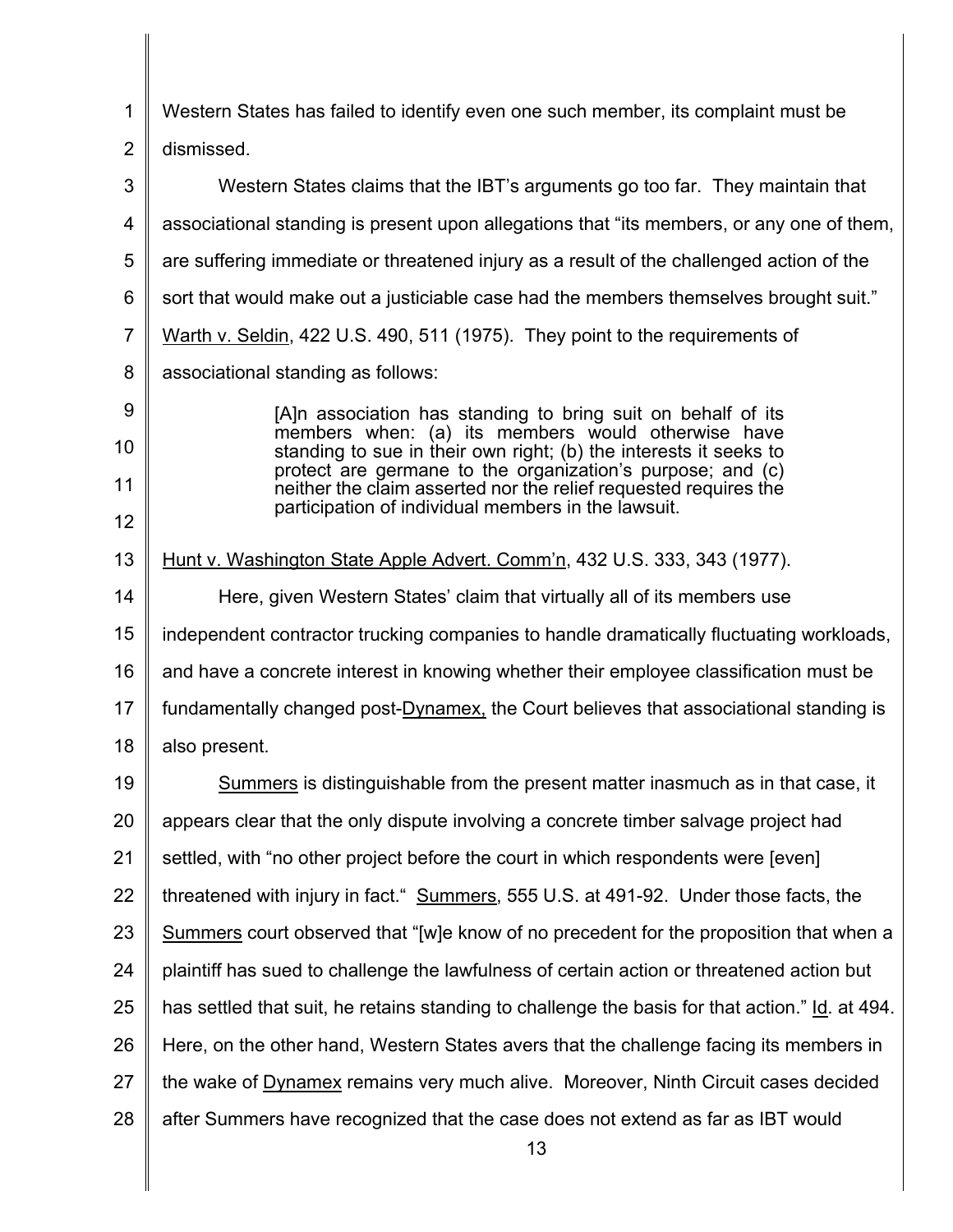Western States has failed to identify even one such member, its complaint must be dismissed.

Western States claims that the IBT's arguments go too far. They maintain that associational standing is present upon allegations that "its members, or any one of them, are suffering immediate or threatened injury as a result of the challenged action of the sort that would make out a justiciable case had the members themselves brought suit." Warth v. Seldin, 422 U.S. 490, 511 (1975). They point to the requirements of associational standing as follows:

> [A]n association has standing to bring suit on behalf of its members when: (a) its members would otherwise have standing to sue in their own right; (b) the interests it seeks to protect are germane to the organization's purpose; and (c) neither the claim asserted nor the relief requested requires the participation of individual members in the lawsuit.

Hunt v. Washington State Apple Advert. Comm'n, 432 U.S. 333, 343 (1977).

Here, given Western States' claim that virtually all of its members use independent contractor trucking companies to handle dramatically fluctuating workloads, and have a concrete interest in knowing whether their employee classification must be fundamentally changed post-Dynamex, the Court believes that associational standing is also present.

Summers is distinguishable from the present matter inasmuch as in that case, it appears clear that the only dispute involving a concrete timber salvage project had settled, with "no other project before the court in which respondents were [even] threatened with injury in fact." Summers, 555 U.S. at 491-92. Under those facts, the Summers court observed that "[w]e know of no precedent for the proposition that when a plaintiff has sued to challenge the lawfulness of certain action or threatened action but has settled that suit, he retains standing to challenge the basis for that action." Id. at 494. Here, on the other hand, Western States avers that the challenge facing its members in the wake of Dynamex remains very much alive. Moreover, Ninth Circuit cases decided after Summers have recognized that the case does not extend as far as IBT would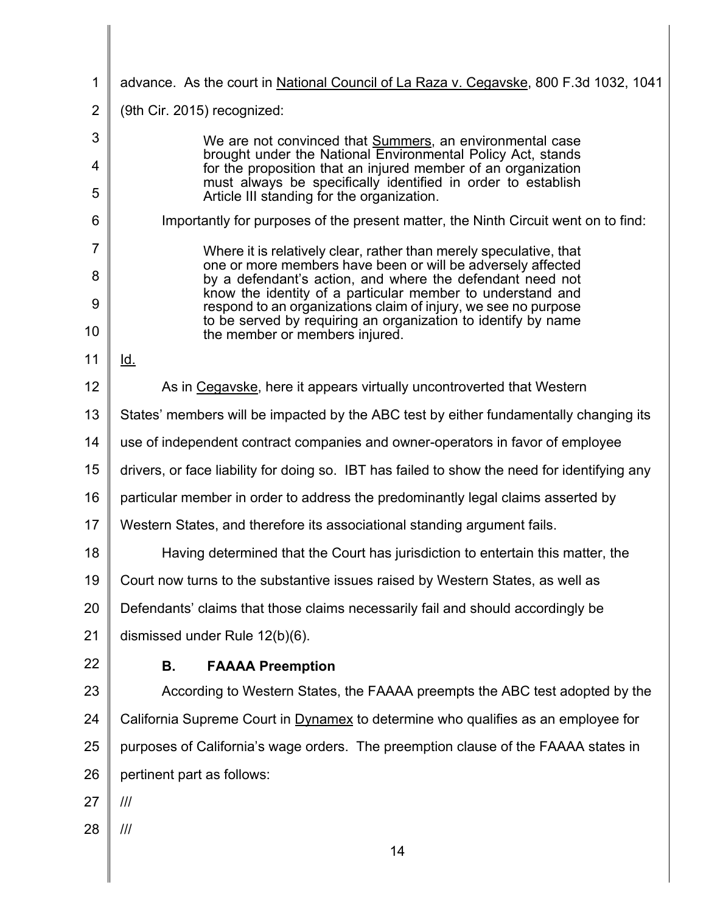advance. As the court in National Council of La Raza v. Cegavske, 800 F.3d 1032, 1041 (9th Cir. 2015) recognized:

> We are not convinced that Summers, an environmental case brought under the National Environmental Policy Act, stands for the proposition that an injured member of an organization must always be specifically identified in order to establish Article III standing for the organization.

Importantly for purposes of the present matter, the Ninth Circuit went on to find:

> Where it is relatively clear, rather than merely speculative, that one or more members have been or will be adversely affected by a defendant's action, and where the defendant need not know the identity of a particular member to understand and respond to an organizations claim of injury, we see no purpose to be served by requiring an organization to identify by name the member or members injured.

Id.

As in Cegavske, here it appears virtually uncontroverted that Western States' members will be impacted by the ABC test by either fundamentally changing its use of independent contract companies and owner-operators in favor of employee drivers, or face liability for doing so. IBT has failed to show the need for identifying any particular member in order to address the predominantly legal claims asserted by Western States, and therefore its associational standing argument fails.

Having determined that the Court has jurisdiction to entertain this matter, the Court now turns to the substantive issues raised by Western States, as well as Defendants' claims that those claims necessarily fail and should accordingly be dismissed under Rule 12(b)(6).

### B. FAAAA Preemption

According to Western States, the FAAAA preempts the ABC test adopted by the California Supreme Court in Dynamex to determine who qualifies as an employee for purposes of California's wage orders. The preemption clause of the FAAAA states in pertinent part as follows:

///

///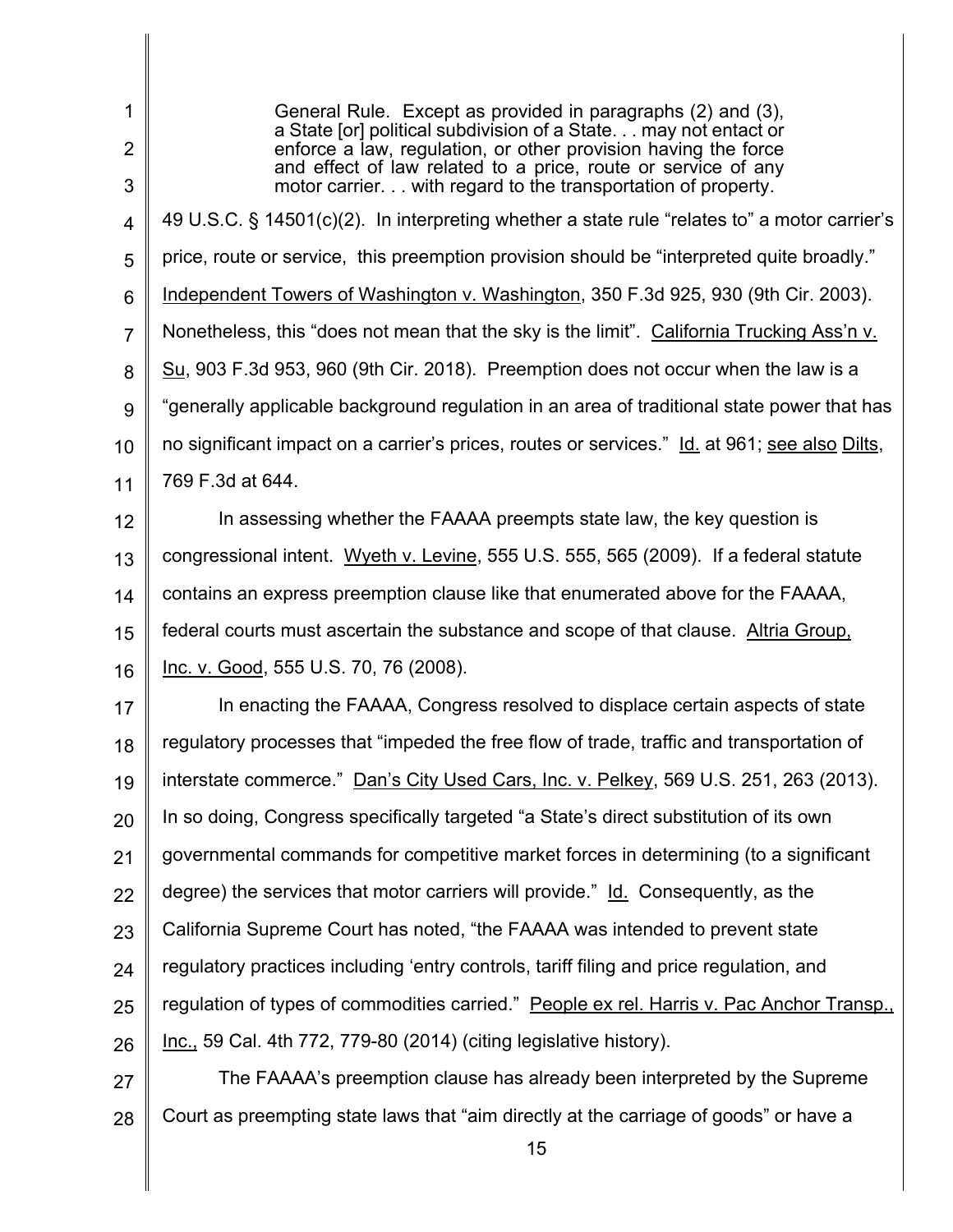> General Rule. Except as provided in paragraphs (2) and (3), a State [or] political subdivision of a State. . . may not entact or enforce a law, regulation, or other provision having the force and effect of law related to a price, route or service of any motor carrier. . . with regard to the transportation of property.

49 U.S.C. § 14501(c)(2). In interpreting whether a state rule "relates to" a motor carrier's price, route or service, this preemption provision should be "interpreted quite broadly." Independent Towers of Washington v. Washington, 350 F.3d 925, 930 (9th Cir. 2003). Nonetheless, this "does not mean that the sky is the limit". California Trucking Ass'n v. Su, 903 F.3d 953, 960 (9th Cir. 2018). Preemption does not occur when the law is a "generally applicable background regulation in an area of traditional state power that has no significant impact on a carrier's prices, routes or services." Id. at 961; see also Dilts, 769 F.3d at 644.

In assessing whether the FAAAA preempts state law, the key question is congressional intent. Wyeth v. Levine, 555 U.S. 555, 565 (2009). If a federal statute contains an express preemption clause like that enumerated above for the FAAAA, federal courts must ascertain the substance and scope of that clause. Altria Group, Inc. v. Good, 555 U.S. 70, 76 (2008).

In enacting the FAAAA, Congress resolved to displace certain aspects of state regulatory processes that "impeded the free flow of trade, traffic and transportation of interstate commerce." Dan's City Used Cars, Inc. v. Pelkey, 569 U.S. 251, 263 (2013). In so doing, Congress specifically targeted "a State's direct substitution of its own governmental commands for competitive market forces in determining (to a significant degree) the services that motor carriers will provide." Id. Consequently, as the California Supreme Court has noted, "the FAAAA was intended to prevent state regulatory practices including 'entry controls, tariff filing and price regulation, and regulation of types of commodities carried." People ex rel. Harris v. Pac Anchor Transp., Inc., 59 Cal. 4th 772, 779-80 (2014) (citing legislative history).

The FAAAA's preemption clause has already been interpreted by the Supreme Court as preempting state laws that "aim directly at the carriage of goods" or have a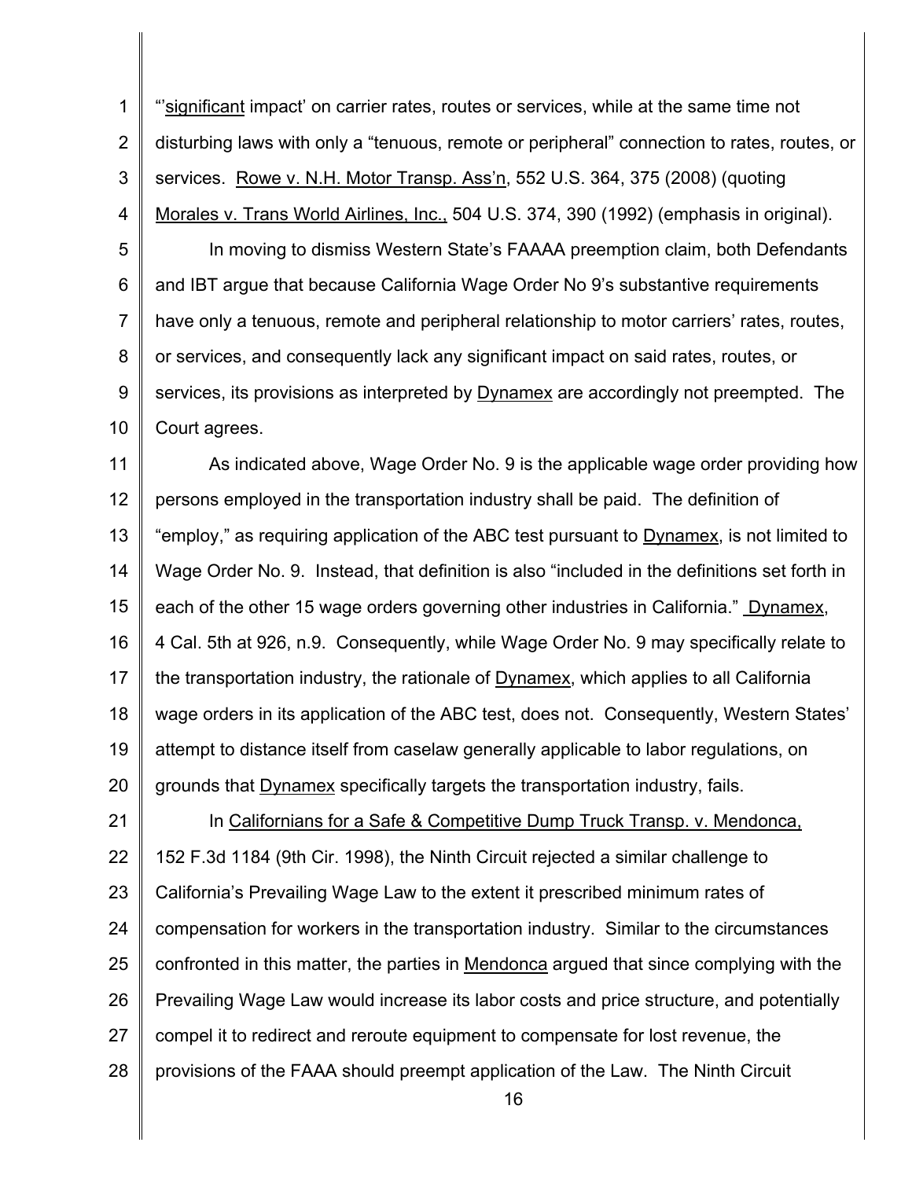"'significant impact' on carrier rates, routes or services, while at the same time not disturbing laws with only a "tenuous, remote or peripheral" connection to rates, routes, or services. Rowe v. N.H. Motor Transp. Ass'n, 552 U.S. 364, 375 (2008) (quoting Morales v. Trans World Airlines, Inc., 504 U.S. 374, 390 (1992) (emphasis in original).

In moving to dismiss Western State's FAAAA preemption claim, both Defendants and IBT argue that because California Wage Order No 9's substantive requirements have only a tenuous, remote and peripheral relationship to motor carriers' rates, routes, or services, and consequently lack any significant impact on said rates, routes, or services, its provisions as interpreted by Dynamex are accordingly not preempted. The Court agrees.

As indicated above, Wage Order No. 9 is the applicable wage order providing how persons employed in the transportation industry shall be paid. The definition of "employ," as requiring application of the ABC test pursuant to Dynamex, is not limited to Wage Order No. 9. Instead, that definition is also "included in the definitions set forth in each of the other 15 wage orders governing other industries in California." Dynamex, 4 Cal. 5th at 926, n.9. Consequently, while Wage Order No. 9 may specifically relate to the transportation industry, the rationale of Dynamex, which applies to all California wage orders in its application of the ABC test, does not. Consequently, Western States' attempt to distance itself from caselaw generally applicable to labor regulations, on grounds that Dynamex specifically targets the transportation industry, fails.

In Californians for a Safe & Competitive Dump Truck Transp. v. Mendonca, 152 F.3d 1184 (9th Cir. 1998), the Ninth Circuit rejected a similar challenge to California's Prevailing Wage Law to the extent it prescribed minimum rates of compensation for workers in the transportation industry. Similar to the circumstances confronted in this matter, the parties in Mendonca argued that since complying with the Prevailing Wage Law would increase its labor costs and price structure, and potentially compel it to redirect and reroute equipment to compensate for lost revenue, the provisions of the FAAA should preempt application of the Law. The Ninth Circuit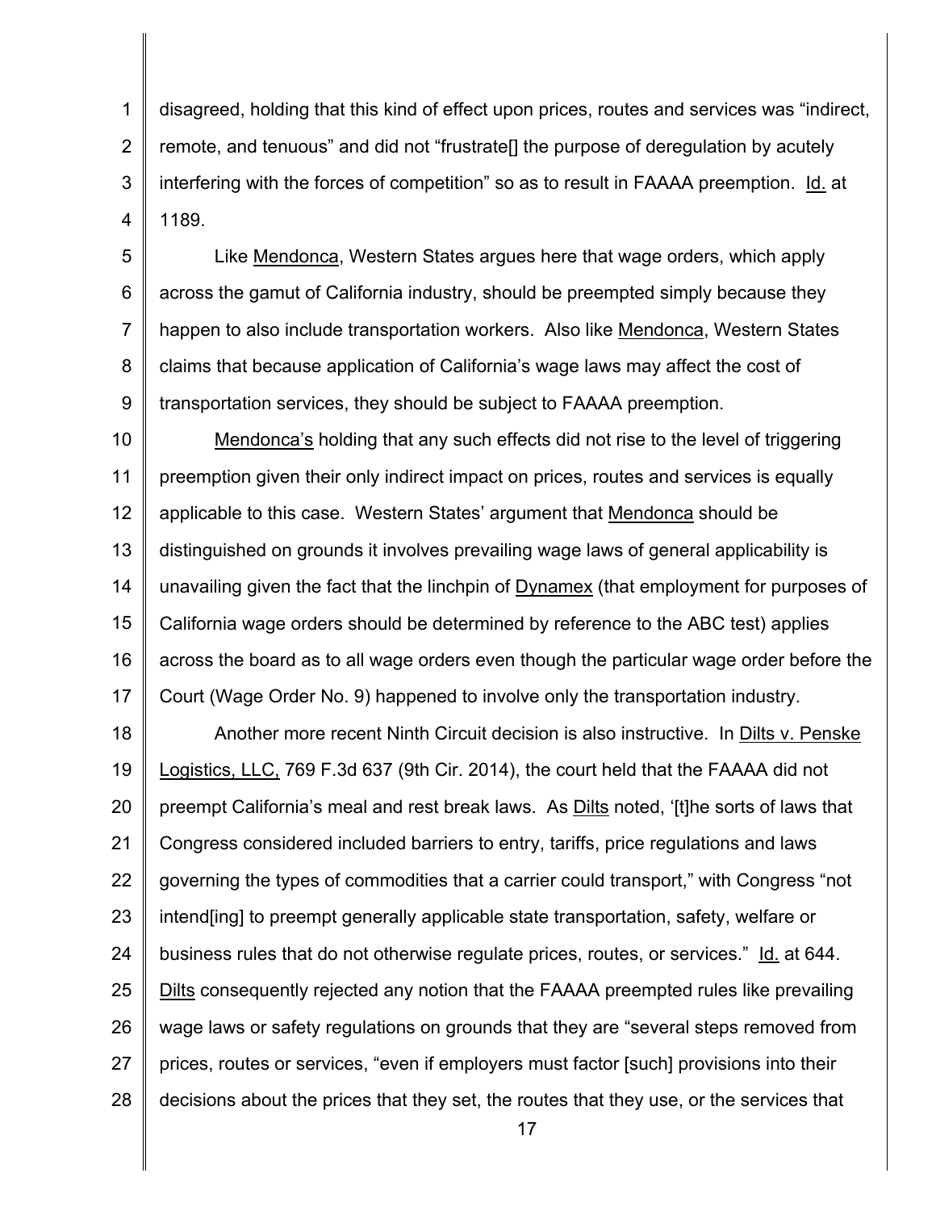disagreed, holding that this kind of effect upon prices, routes and services was "indirect, remote, and tenuous" and did not "frustrate[] the purpose of deregulation by acutely interfering with the forces of competition" so as to result in FAAAA preemption. Id. at 1189.

Like Mendonca, Western States argues here that wage orders, which apply across the gamut of California industry, should be preempted simply because they happen to also include transportation workers. Also like Mendonca, Western States claims that because application of California's wage laws may affect the cost of transportation services, they should be subject to FAAAA preemption.

Mendonca's holding that any such effects did not rise to the level of triggering preemption given their only indirect impact on prices, routes and services is equally applicable to this case. Western States' argument that Mendonca should be distinguished on grounds it involves prevailing wage laws of general applicability is unavailing given the fact that the linchpin of Dynamex (that employment for purposes of California wage orders should be determined by reference to the ABC test) applies across the board as to all wage orders even though the particular wage order before the Court (Wage Order No. 9) happened to involve only the transportation industry.

Another more recent Ninth Circuit decision is also instructive. In Dilts v. Penske Logistics, LLC, 769 F.3d 637 (9th Cir. 2014), the court held that the FAAAA did not preempt California's meal and rest break laws. As Dilts noted, '[t]he sorts of laws that Congress considered included barriers to entry, tariffs, price regulations and laws governing the types of commodities that a carrier could transport," with Congress "not intend[ing] to preempt generally applicable state transportation, safety, welfare or business rules that do not otherwise regulate prices, routes, or services." Id. at 644. Dilts consequently rejected any notion that the FAAAA preempted rules like prevailing wage laws or safety regulations on grounds that they are "several steps removed from prices, routes or services, "even if employers must factor [such] provisions into their decisions about the prices that they set, the routes that they use, or the services that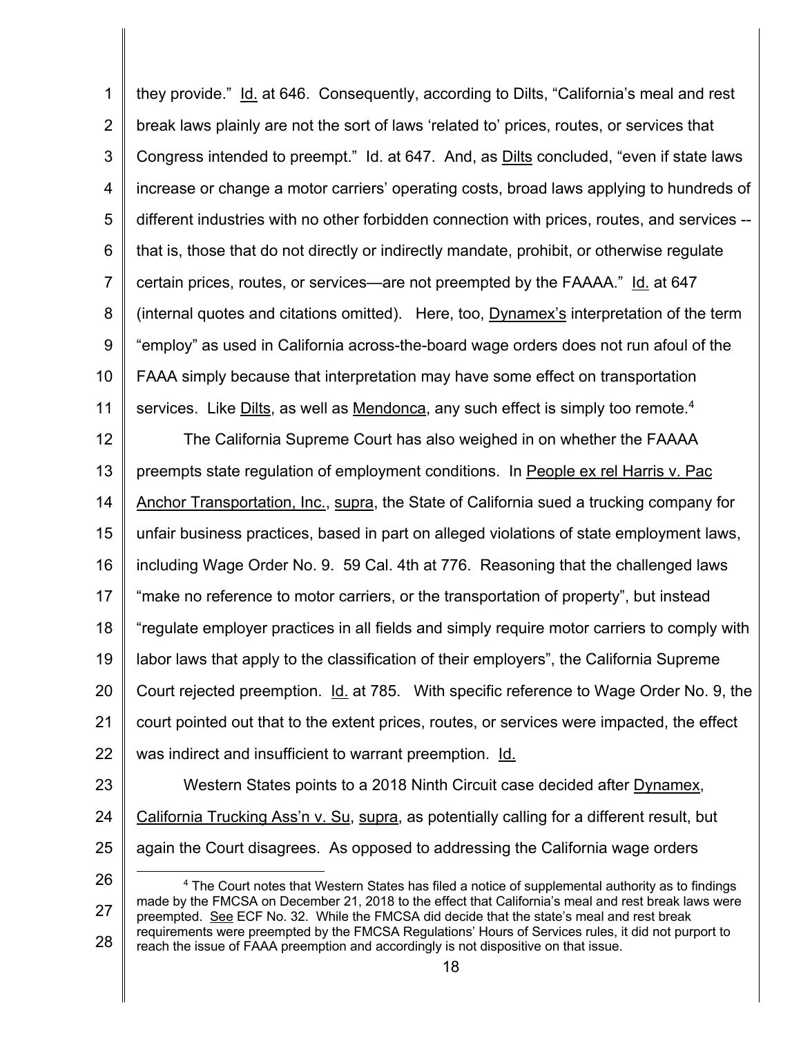they provide." Id. at 646. Consequently, according to Dilts, "California's meal and rest break laws plainly are not the sort of laws 'related to' prices, routes, or services that Congress intended to preempt." Id. at 647. And, as Dilts concluded, "even if state laws increase or change a motor carriers' operating costs, broad laws applying to hundreds of different industries with no other forbidden connection with prices, routes, and services -- that is, those that do not directly or indirectly mandate, prohibit, or otherwise regulate certain prices, routes, or services—are not preempted by the FAAAA." Id. at 647 (internal quotes and citations omitted). Here, too, Dynamex's interpretation of the term "employ" as used in California across-the-board wage orders does not run afoul of the FAAA simply because that interpretation may have some effect on transportation services. Like Dilts, as well as Mendonca, any such effect is simply too remote.[4]

The California Supreme Court has also weighed in on whether the FAAAA preempts state regulation of employment conditions. In People ex rel Harris v. Pac Anchor Transportation, Inc., supra, the State of California sued a trucking company for unfair business practices, based in part on alleged violations of state employment laws, including Wage Order No. 9. 59 Cal. 4th at 776. Reasoning that the challenged laws "make no reference to motor carriers, or the transportation of property", but instead "regulate employer practices in all fields and simply require motor carriers to comply with labor laws that apply to the classification of their employers", the California Supreme Court rejected preemption. Id. at 785. With specific reference to Wage Order No. 9, the court pointed out that to the extent prices, routes, or services were impacted, the effect was indirect and insufficient to warrant preemption. Id.

Western States points to a 2018 Ninth Circuit case decided after Dynamex, California Trucking Ass'n v. Su, supra, as potentially calling for a different result, but again the Court disagrees. As opposed to addressing the California wage orders

[4] The Court notes that Western States has filed a notice of supplemental authority as to findings made by the FMCSA on December 21, 2018 to the effect that California's meal and rest break laws were preempted. See ECF No. 32. While the FMCSA did decide that the state's meal and rest break requirements were preempted by the FMCSA Regulations' Hours of Services rules, it did not purport to reach the issue of FAAA preemption and accordingly is not dispositive on that issue.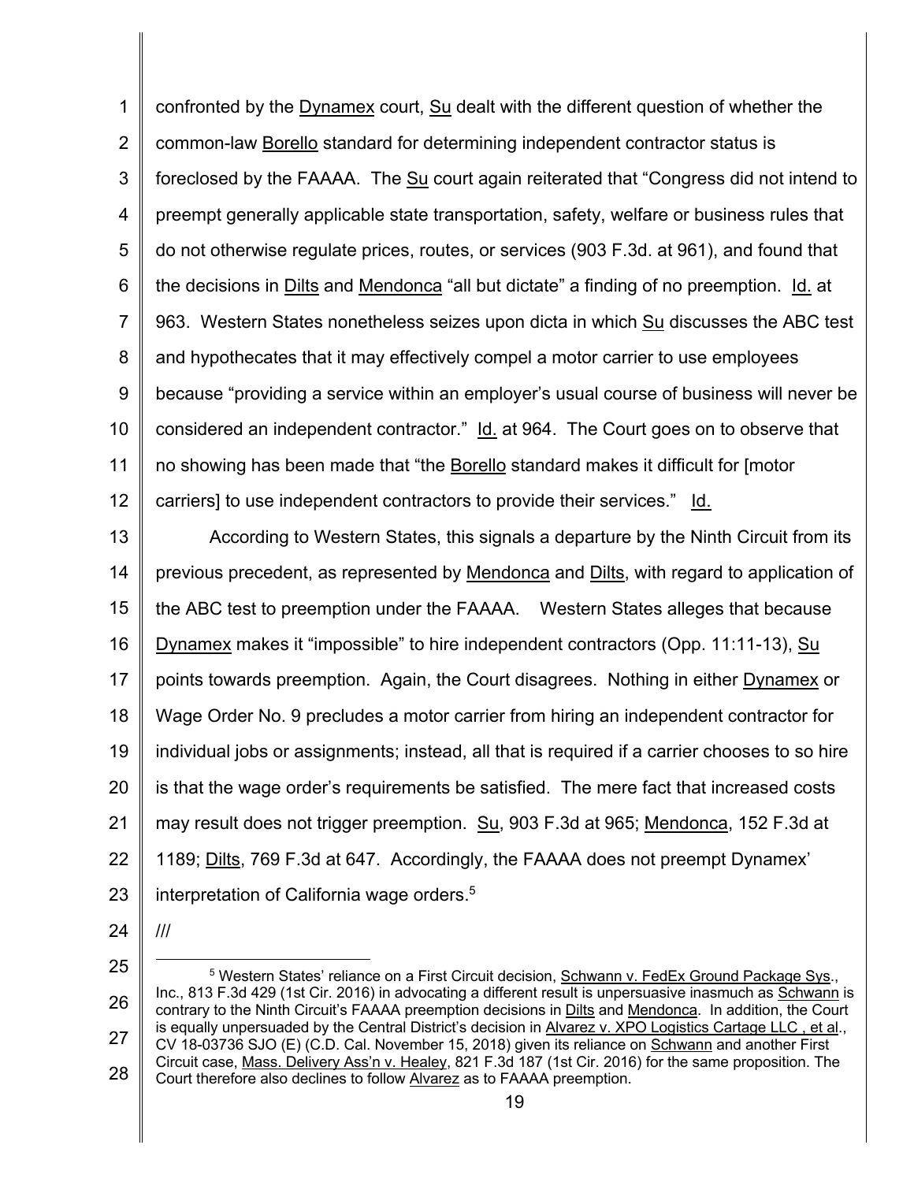confronted by the Dynamex court, Su dealt with the different question of whether the common-law Borello standard for determining independent contractor status is foreclosed by the FAAAA. The Su court again reiterated that "Congress did not intend to preempt generally applicable state transportation, safety, welfare or business rules that do not otherwise regulate prices, routes, or services (903 F.3d. at 961), and found that the decisions in Dilts and Mendonca "all but dictate" a finding of no preemption. Id. at 963. Western States nonetheless seizes upon dicta in which Su discusses the ABC test and hypothecates that it may effectively compel a motor carrier to use employees because "providing a service within an employer's usual course of business will never be considered an independent contractor." Id. at 964. The Court goes on to observe that no showing has been made that "the Borello standard makes it difficult for [motor carriers] to use independent contractors to provide their services." Id.

According to Western States, this signals a departure by the Ninth Circuit from its previous precedent, as represented by Mendonca and Dilts, with regard to application of the ABC test to preemption under the FAAAA. Western States alleges that because Dynamex makes it "impossible" to hire independent contractors (Opp. 11:11-13), Su points towards preemption. Again, the Court disagrees. Nothing in either Dynamex or Wage Order No. 9 precludes a motor carrier from hiring an independent contractor for individual jobs or assignments; instead, all that is required if a carrier chooses to so hire is that the wage order's requirements be satisfied. The mere fact that increased costs may result does not trigger preemption. Su, 903 F.3d at 965; Mendonca, 152 F.3d at 1189; Dilts, 769 F.3d at 647. Accordingly, the FAAAA does not preempt Dynamex' interpretation of California wage orders.[5]

///

[5] Western States' reliance on a First Circuit decision, Schwann v. FedEx Ground Package Sys., Inc., 813 F.3d 429 (1st Cir. 2016) in advocating a different result is unpersuasive inasmuch as Schwann is contrary to the Ninth Circuit's FAAAA preemption decisions in Dilts and Mendonca. In addition, the Court is equally unpersuaded by the Central District's decision in Alvarez v. XPO Logistics Cartage LLC , et al., CV 18-03736 SJO (E) (C.D. Cal. November 15, 2018) given its reliance on Schwann and another First Circuit case, Mass. Delivery Ass'n v. Healey, 821 F.3d 187 (1st Cir. 2016) for the same proposition. The Court therefore also declines to follow Alvarez as to FAAAA preemption.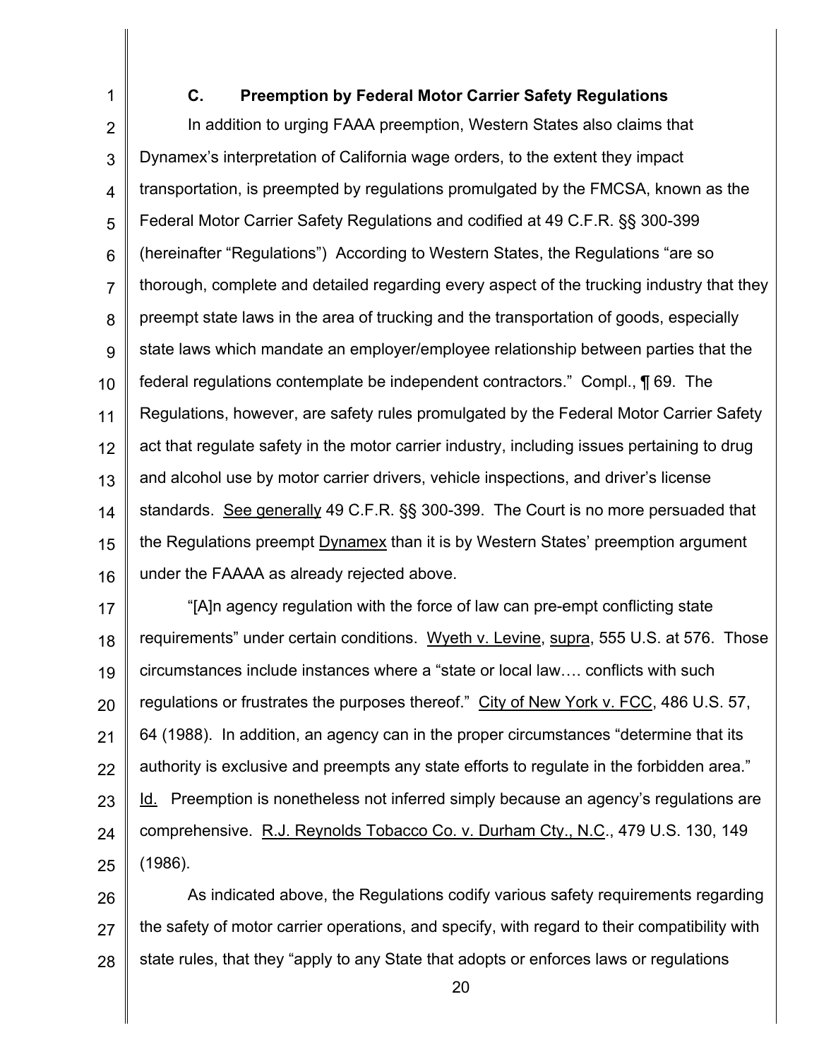### C. Preemption by Federal Motor Carrier Safety Regulations

In addition to urging FAAA preemption, Western States also claims that Dynamex's interpretation of California wage orders, to the extent they impact transportation, is preempted by regulations promulgated by the FMCSA, known as the Federal Motor Carrier Safety Regulations and codified at 49 C.F.R. §§ 300-399 (hereinafter "Regulations") According to Western States, the Regulations "are so thorough, complete and detailed regarding every aspect of the trucking industry that they preempt state laws in the area of trucking and the transportation of goods, especially state laws which mandate an employer/employee relationship between parties that the federal regulations contemplate be independent contractors." Compl., ¶ 69. The Regulations, however, are safety rules promulgated by the Federal Motor Carrier Safety act that regulate safety in the motor carrier industry, including issues pertaining to drug and alcohol use by motor carrier drivers, vehicle inspections, and driver's license standards. See generally 49 C.F.R. §§ 300-399. The Court is no more persuaded that the Regulations preempt Dynamex than it is by Western States' preemption argument under the FAAAA as already rejected above.

"[A]n agency regulation with the force of law can pre-empt conflicting state requirements" under certain conditions. Wyeth v. Levine, supra, 555 U.S. at 576. Those circumstances include instances where a "state or local law…. conflicts with such regulations or frustrates the purposes thereof." City of New York v. FCC, 486 U.S. 57, 64 (1988). In addition, an agency can in the proper circumstances "determine that its authority is exclusive and preempts any state efforts to regulate in the forbidden area." Id. Preemption is nonetheless not inferred simply because an agency's regulations are comprehensive. R.J. Reynolds Tobacco Co. v. Durham Cty., N.C., 479 U.S. 130, 149 (1986).

As indicated above, the Regulations codify various safety requirements regarding the safety of motor carrier operations, and specify, with regard to their compatibility with state rules, that they "apply to any State that adopts or enforces laws or regulations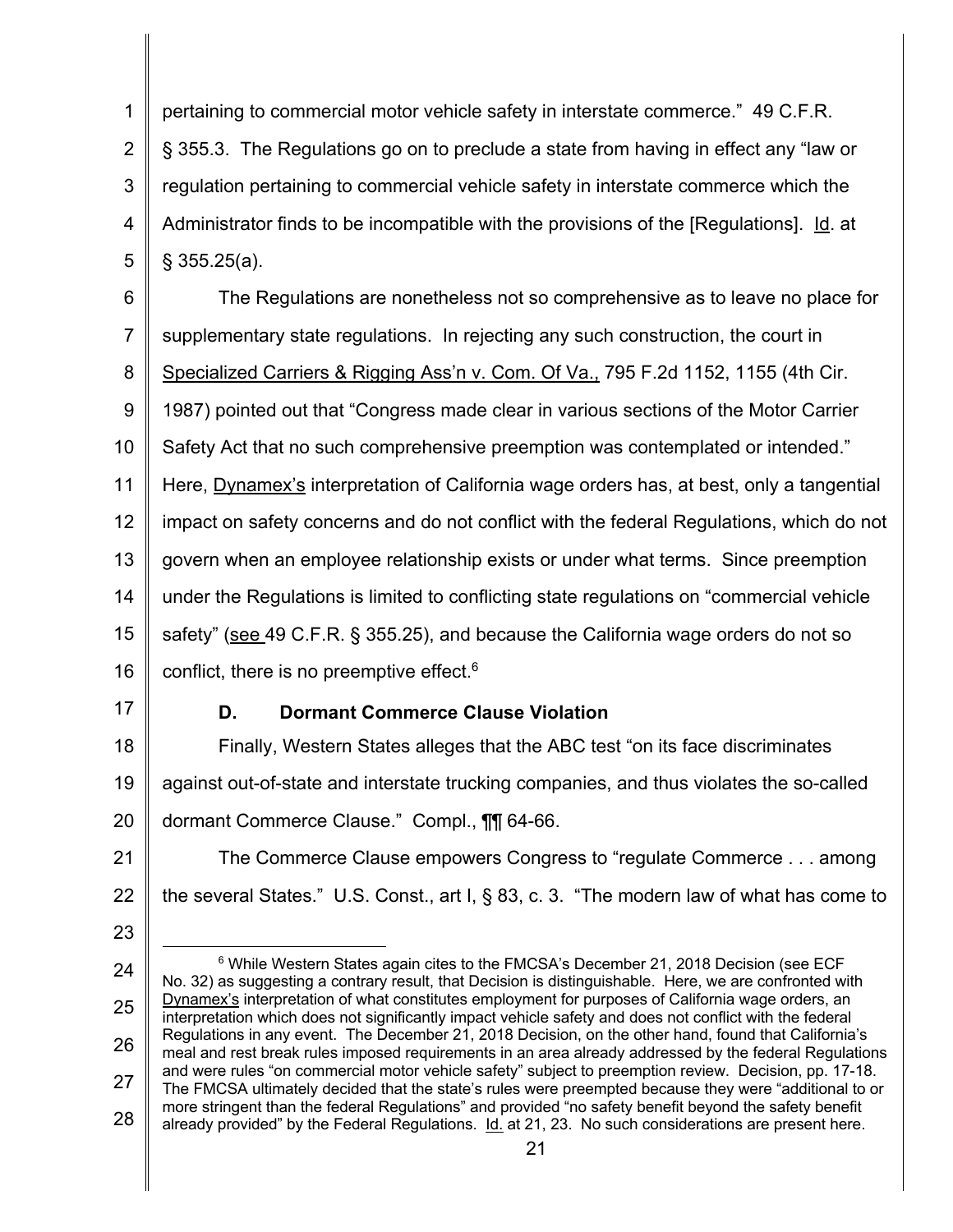pertaining to commercial motor vehicle safety in interstate commerce." 49 C.F.R. § 355.3. The Regulations go on to preclude a state from having in effect any "law or regulation pertaining to commercial vehicle safety in interstate commerce which the Administrator finds to be incompatible with the provisions of the [Regulations]. Id. at § 355.25(a).

The Regulations are nonetheless not so comprehensive as to leave no place for supplementary state regulations. In rejecting any such construction, the court in Specialized Carriers & Rigging Ass'n v. Com. Of Va., 795 F.2d 1152, 1155 (4th Cir. 1987) pointed out that "Congress made clear in various sections of the Motor Carrier Safety Act that no such comprehensive preemption was contemplated or intended." Here, Dynamex's interpretation of California wage orders has, at best, only a tangential impact on safety concerns and do not conflict with the federal Regulations, which do not govern when an employee relationship exists or under what terms. Since preemption under the Regulations is limited to conflicting state regulations on "commercial vehicle safety" (see 49 C.F.R. § 355.25), and because the California wage orders do not so conflict, there is no preemptive effect.[6]

### D. Dormant Commerce Clause Violation

Finally, Western States alleges that the ABC test "on its face discriminates against out-of-state and interstate trucking companies, and thus violates the so-called dormant Commerce Clause." Compl., ¶¶ 64-66.

The Commerce Clause empowers Congress to "regulate Commerce . . . among the several States." U.S. Const., art I, § 83, c. 3. "The modern law of what has come to

---

[6] While Western States again cites to the FMCSA's December 21, 2018 Decision (see ECF No. 32) as suggesting a contrary result, that Decision is distinguishable. Here, we are confronted with Dynamex's interpretation of what constitutes employment for purposes of California wage orders, an interpretation which does not significantly impact vehicle safety and does not conflict with the federal Regulations in any event. The December 21, 2018 Decision, on the other hand, found that California's meal and rest break rules imposed requirements in an area already addressed by the federal Regulations and were rules "on commercial motor vehicle safety" subject to preemption review. Decision, pp. 17-18. The FMCSA ultimately decided that the state's rules were preempted because they were "additional to or more stringent than the federal Regulations" and provided "no safety benefit beyond the safety benefit already provided" by the Federal Regulations. Id. at 21, 23. No such considerations are present here.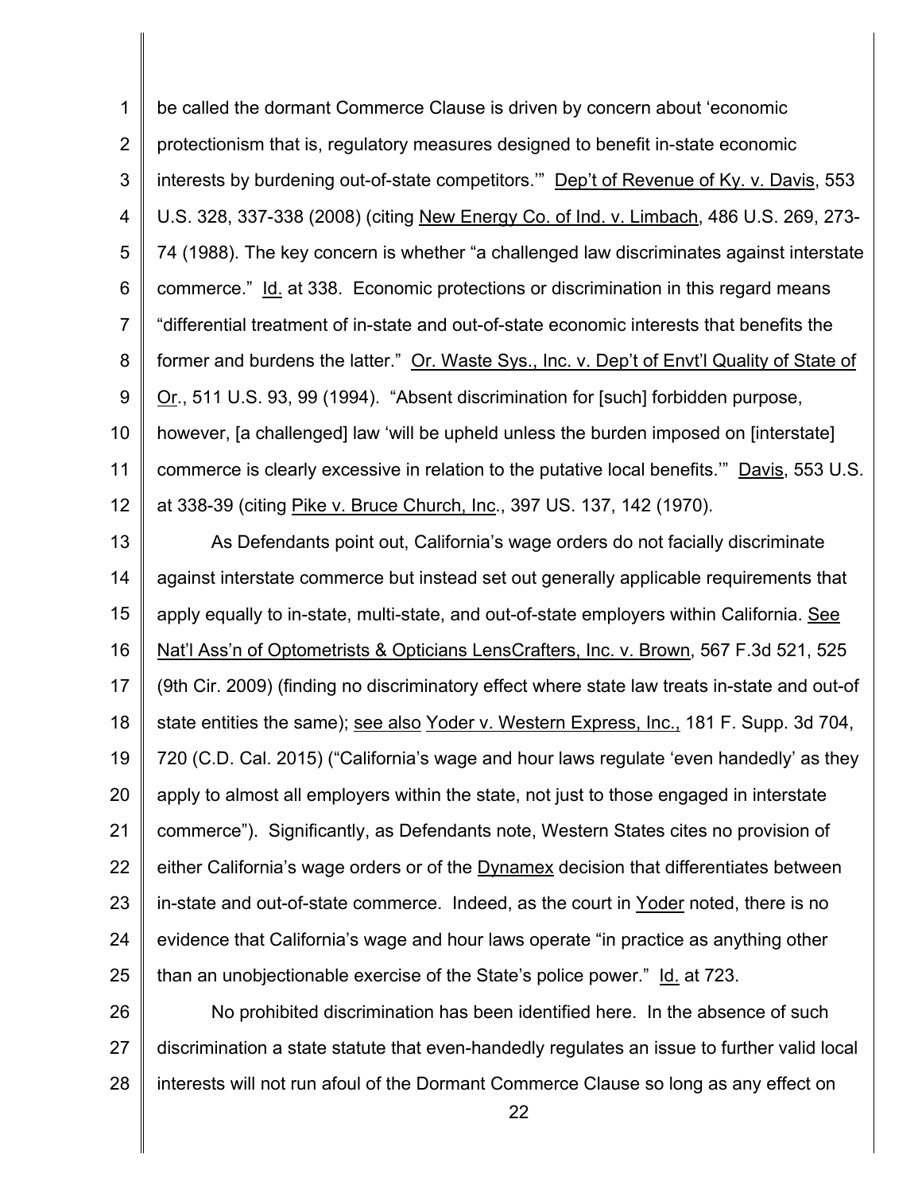be called the dormant Commerce Clause is driven by concern about 'economic protectionism that is, regulatory measures designed to benefit in-state economic interests by burdening out-of-state competitors.'" Dep't of Revenue of Ky. v. Davis, 553 U.S. 328, 337-338 (2008) (citing New Energy Co. of Ind. v. Limbach, 486 U.S. 269, 273-74 (1988). The key concern is whether "a challenged law discriminates against interstate commerce." Id. at 338. Economic protections or discrimination in this regard means "differential treatment of in-state and out-of-state economic interests that benefits the former and burdens the latter." Or. Waste Sys., Inc. v. Dep't of Envt'l Quality of State of Or., 511 U.S. 93, 99 (1994). "Absent discrimination for [such] forbidden purpose, however, [a challenged] law 'will be upheld unless the burden imposed on [interstate] commerce is clearly excessive in relation to the putative local benefits.'" Davis, 553 U.S. at 338-39 (citing Pike v. Bruce Church, Inc., 397 US. 137, 142 (1970).

As Defendants point out, California's wage orders do not facially discriminate against interstate commerce but instead set out generally applicable requirements that apply equally to in-state, multi-state, and out-of-state employers within California. See Nat'l Ass'n of Optometrists & Opticians LensCrafters, Inc. v. Brown, 567 F.3d 521, 525 (9th Cir. 2009) (finding no discriminatory effect where state law treats in-state and out-of state entities the same); see also Yoder v. Western Express, Inc., 181 F. Supp. 3d 704, 720 (C.D. Cal. 2015) ("California's wage and hour laws regulate 'even handedly' as they apply to almost all employers within the state, not just to those engaged in interstate commerce"). Significantly, as Defendants note, Western States cites no provision of either California's wage orders or of the Dynamex decision that differentiates between in-state and out-of-state commerce. Indeed, as the court in Yoder noted, there is no evidence that California's wage and hour laws operate "in practice as anything other than an unobjectionable exercise of the State's police power." Id. at 723.

No prohibited discrimination has been identified here. In the absence of such discrimination a state statute that even-handedly regulates an issue to further valid local interests will not run afoul of the Dormant Commerce Clause so long as any effect on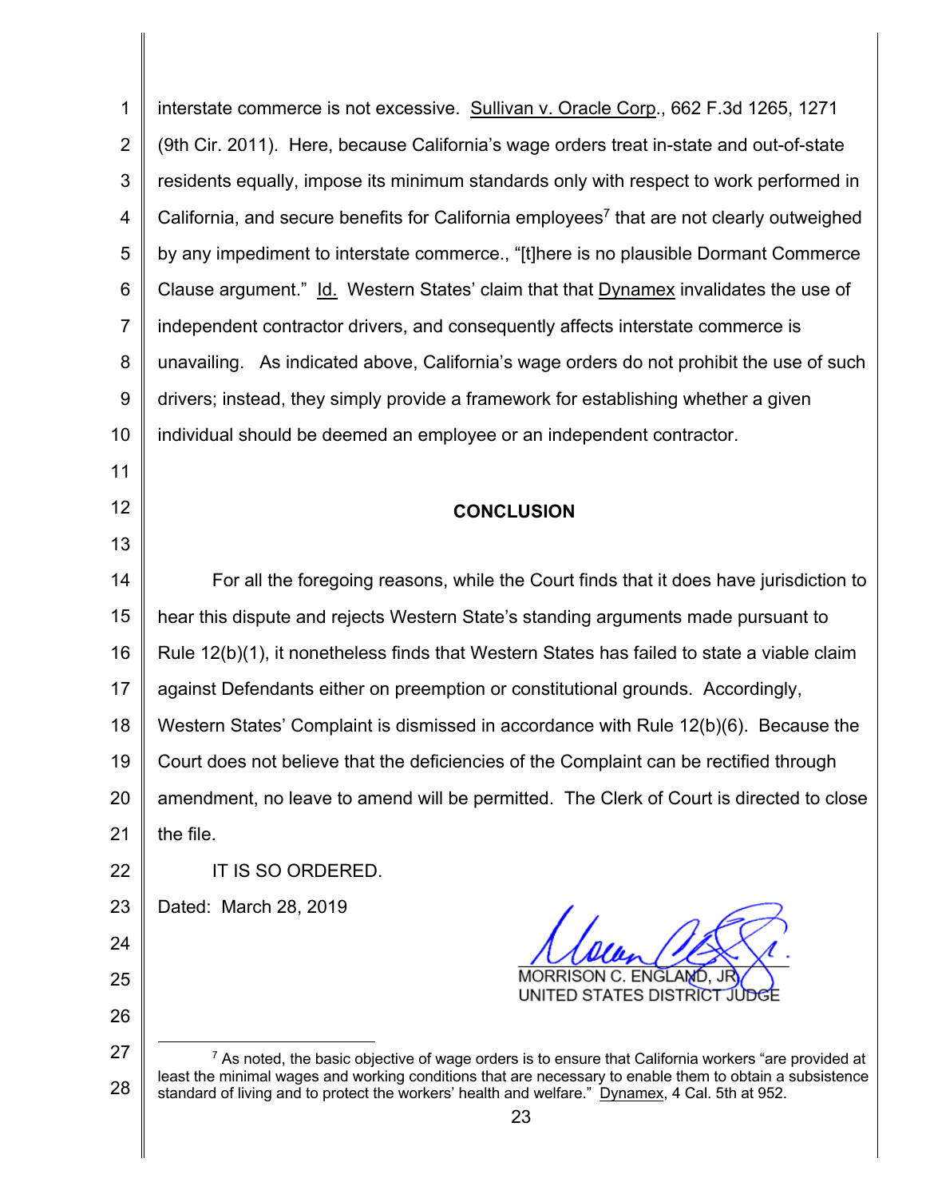interstate commerce is not excessive. Sullivan v. Oracle Corp., 662 F.3d 1265, 1271 (9th Cir. 2011). Here, because California's wage orders treat in-state and out-of-state residents equally, impose its minimum standards only with respect to work performed in California, and secure benefits for California employees[7] that are not clearly outweighed by any impediment to interstate commerce., "[t]here is no plausible Dormant Commerce Clause argument." Id. Western States' claim that that Dynamex invalidates the use of independent contractor drivers, and consequently affects interstate commerce is unavailing. As indicated above, California's wage orders do not prohibit the use of such drivers; instead, they simply provide a framework for establishing whether a given individual should be deemed an employee or an independent contractor.

## CONCLUSION

For all the foregoing reasons, while the Court finds that it does have jurisdiction to hear this dispute and rejects Western State's standing arguments made pursuant to Rule 12(b)(1), it nonetheless finds that Western States has failed to state a viable claim against Defendants either on preemption or constitutional grounds. Accordingly, Western States' Complaint is dismissed in accordance with Rule 12(b)(6). Because the Court does not believe that the deficiencies of the Complaint can be rectified through amendment, no leave to amend will be permitted. The Clerk of Court is directed to close the file.

IT IS SO ORDERED.

Dated: March 28, 2019

MORRISON C. ENGLAND, JR.
UNITED STATES DISTRICT JUDGE

---

[7] As noted, the basic objective of wage orders is to ensure that California workers "are provided at least the minimal wages and working conditions that are necessary to enable them to obtain a subsistence standard of living and to protect the workers' health and welfare." Dynamex, 4 Cal. 5th at 952.